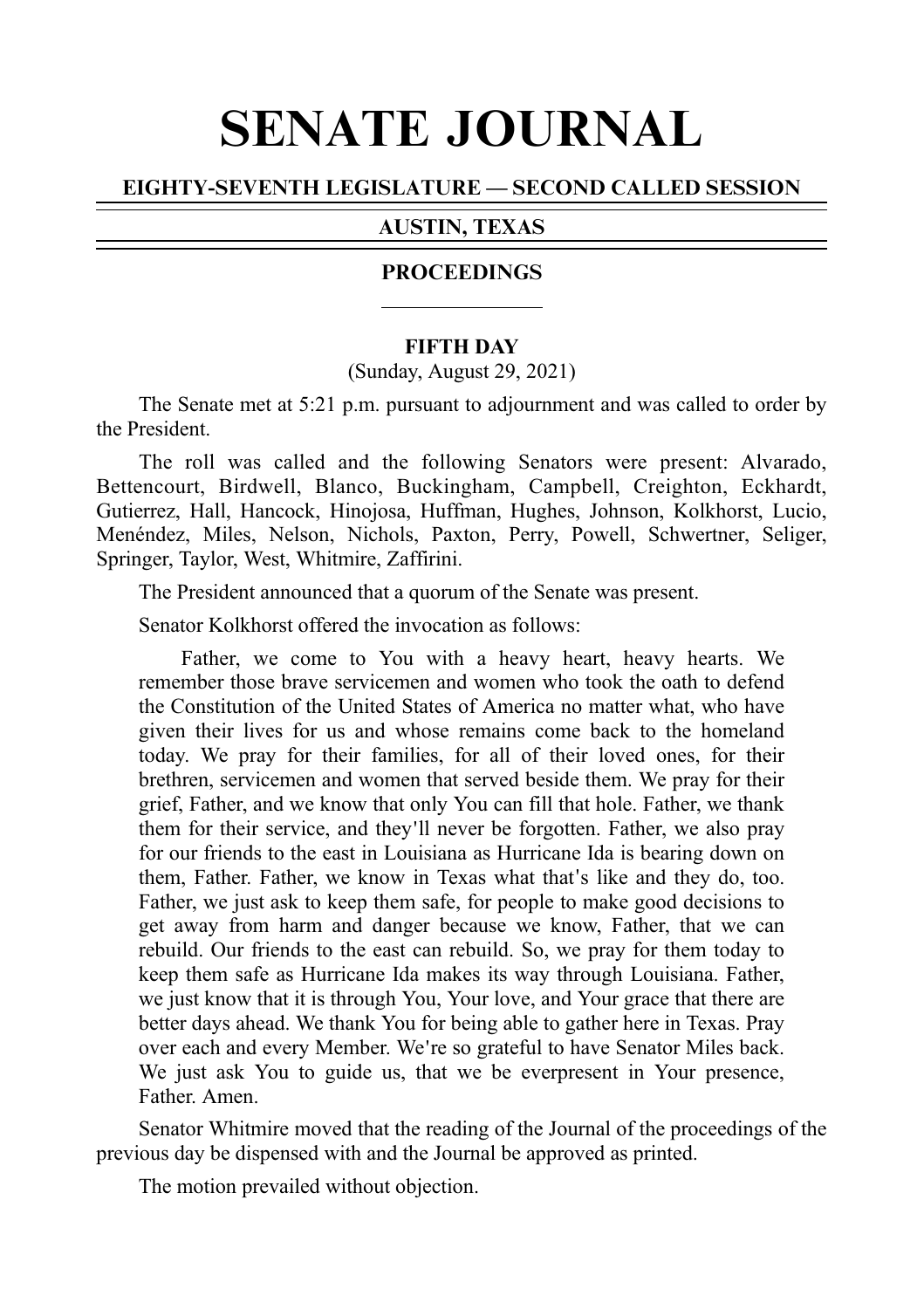# SENATE JOURNAL

## EIGHTY-SEVENTH LEGISLATURE — SECOND CALLED SESSION

## AUSTIN, TEXAS

## PROCEEDINGS

### FIFTH DAY

(Sunday, August 29, 2021)

The Senate met at 5:21 p.m. pursuant to adjournment and was called to order by the President.

The roll was called and the following Senators were present: Alvarado, Bettencourt, Birdwell, Blanco, Buckingham, Campbell, Creighton, Eckhardt, Gutierrez, Hall, Hancock, Hinojosa, Huffman, Hughes, Johnson, Kolkhorst, Lucio, Menéndez, Miles, Nelson, Nichols, Paxton, Perry, Powell, Schwertner, Seliger, Springer, Taylor, West, Whitmire, Zaffirini.

The President announced that a quorum of the Senate was present.

Senator Kolkhorst offered the invocation as follows:

> Father, we come to You with a heavy heart, heavy hearts. We remember those brave servicemen and women who took the oath to defend the Constitution of the United States of America no matter what, who have given their lives for us and whose remains come back to the homeland today. We pray for their families, for all of their loved ones, for their brethren, servicemen and women that served beside them. We pray for their grief, Father, and we know that only You can fill that hole. Father, we thank them for their service, and they'll never be forgotten. Father, we also pray for our friends to the east in Louisiana as Hurricane Ida is bearing down on them, Father. Father, we know in Texas what that's like and they do, too. Father, we just ask to keep them safe, for people to make good decisions to get away from harm and danger because we know, Father, that we can rebuild. Our friends to the east can rebuild. So, we pray for them today to keep them safe as Hurricane Ida makes its way through Louisiana. Father, we just know that it is through You, Your love, and Your grace that there are better days ahead. We thank You for being able to gather here in Texas. Pray over each and every Member. We're so grateful to have Senator Miles back. We just ask You to guide us, that we be everpresent in Your presence, Father. Amen.

Senator Whitmire moved that the reading of the Journal of the proceedings of the previous day be dispensed with and the Journal be approved as printed.

The motion prevailed without objection.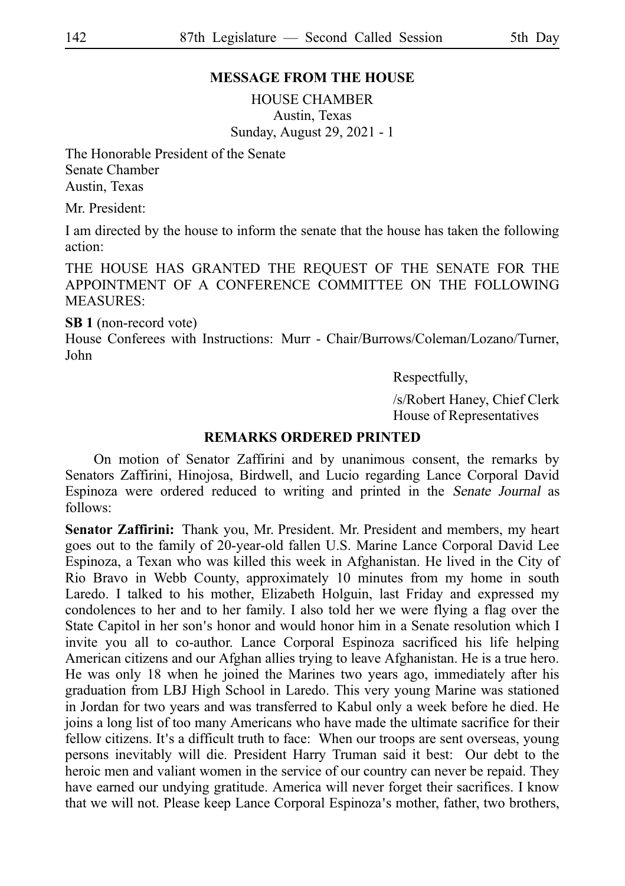## MESSAGE FROM THE HOUSE

HOUSE CHAMBER
Austin, Texas
Sunday, August 29, 2021 - 1

The Honorable President of the Senate
Senate Chamber
Austin, Texas

Mr. President:

I am directed by the house to inform the senate that the house has taken the following action:

THE HOUSE HAS GRANTED THE REQUEST OF THE SENATE FOR THE APPOINTMENT OF A CONFERENCE COMMITTEE ON THE FOLLOWING MEASURES:

**SB 1** (non-record vote)
House Conferees with Instructions: Murr - Chair/Burrows/Coleman/Lozano/Turner, John

Respectfully,

/s/Robert Haney, Chief Clerk
House of Representatives

## REMARKS ORDERED PRINTED

On motion of Senator Zaffirini and by unanimous consent, the remarks by Senators Zaffirini, Hinojosa, Birdwell, and Lucio regarding Lance Corporal David Espinoza were ordered reduced to writing and printed in the *Senate Journal* as follows:

**Senator Zaffirini:** Thank you, Mr. President. Mr. President and members, my heart goes out to the family of 20-year-old fallen U.S. Marine Lance Corporal David Lee Espinoza, a Texan who was killed this week in Afghanistan. He lived in the City of Rio Bravo in Webb County, approximately 10 minutes from my home in south Laredo. I talked to his mother, Elizabeth Holguin, last Friday and expressed my condolences to her and to her family. I also told her we were flying a flag over the State Capitol in her son's honor and would honor him in a Senate resolution which I invite you all to co-author. Lance Corporal Espinoza sacrificed his life helping American citizens and our Afghan allies trying to leave Afghanistan. He is a true hero. He was only 18 when he joined the Marines two years ago, immediately after his graduation from LBJ High School in Laredo. This very young Marine was stationed in Jordan for two years and was transferred to Kabul only a week before he died. He joins a long list of too many Americans who have made the ultimate sacrifice for their fellow citizens. It's a difficult truth to face: When our troops are sent overseas, young persons inevitably will die. President Harry Truman said it best: Our debt to the heroic men and valiant women in the service of our country can never be repaid. They have earned our undying gratitude. America will never forget their sacrifices. I know that we will not. Please keep Lance Corporal Espinoza's mother, father, two brothers,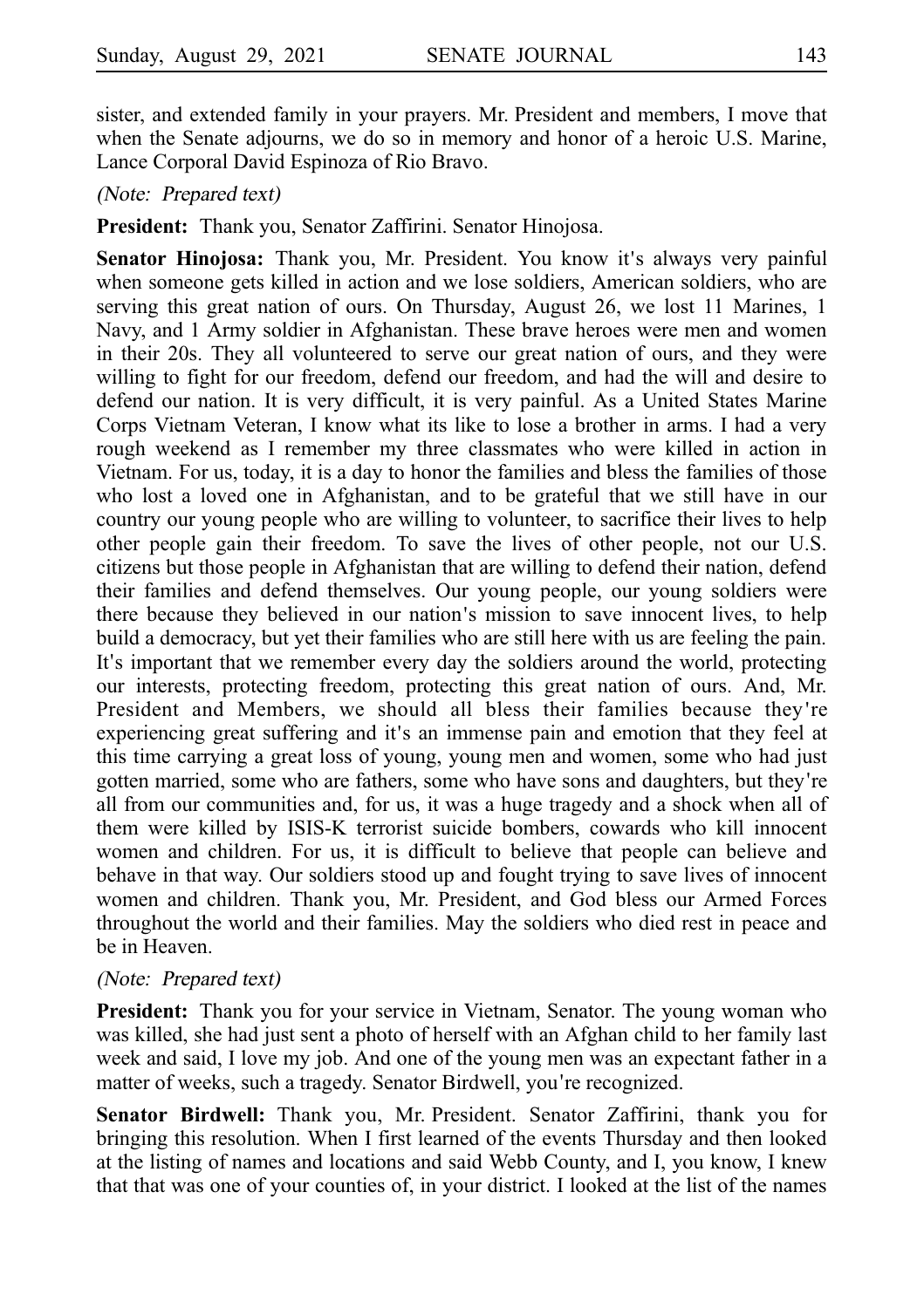sister, and extended family in your prayers. Mr. President and members, I move that when the Senate adjourns, we do so in memory and honor of a heroic U.S. Marine, Lance Corporal David Espinoza of Rio Bravo.

*(Note: Prepared text)*

**President:** Thank you, Senator Zaffirini. Senator Hinojosa.

**Senator Hinojosa:** Thank you, Mr. President. You know it's always very painful when someone gets killed in action and we lose soldiers, American soldiers, who are serving this great nation of ours. On Thursday, August 26, we lost 11 Marines, 1 Navy, and 1 Army soldier in Afghanistan. These brave heroes were men and women in their 20s. They all volunteered to serve our great nation of ours, and they were willing to fight for our freedom, defend our freedom, and had the will and desire to defend our nation. It is very difficult, it is very painful. As a United States Marine Corps Vietnam Veteran, I know what its like to lose a brother in arms. I had a very rough weekend as I remember my three classmates who were killed in action in Vietnam. For us, today, it is a day to honor the families and bless the families of those who lost a loved one in Afghanistan, and to be grateful that we still have in our country our young people who are willing to volunteer, to sacrifice their lives to help other people gain their freedom. To save the lives of other people, not our U.S. citizens but those people in Afghanistan that are willing to defend their nation, defend their families and defend themselves. Our young people, our young soldiers were there because they believed in our nation's mission to save innocent lives, to help build a democracy, but yet their families who are still here with us are feeling the pain. It's important that we remember every day the soldiers around the world, protecting our interests, protecting freedom, protecting this great nation of ours. And, Mr. President and Members, we should all bless their families because they're experiencing great suffering and it's an immense pain and emotion that they feel at this time carrying a great loss of young, young men and women, some who had just gotten married, some who are fathers, some who have sons and daughters, but they're all from our communities and, for us, it was a huge tragedy and a shock when all of them were killed by ISIS-K terrorist suicide bombers, cowards who kill innocent women and children. For us, it is difficult to believe that people can believe and behave in that way. Our soldiers stood up and fought trying to save lives of innocent women and children. Thank you, Mr. President, and God bless our Armed Forces throughout the world and their families. May the soldiers who died rest in peace and be in Heaven.

*(Note: Prepared text)*

**President:** Thank you for your service in Vietnam, Senator. The young woman who was killed, she had just sent a photo of herself with an Afghan child to her family last week and said, I love my job. And one of the young men was an expectant father in a matter of weeks, such a tragedy. Senator Birdwell, you're recognized.

**Senator Birdwell:** Thank you, Mr. President. Senator Zaffirini, thank you for bringing this resolution. When I first learned of the events Thursday and then looked at the listing of names and locations and said Webb County, and I, you know, I knew that that was one of your counties of, in your district. I looked at the list of the names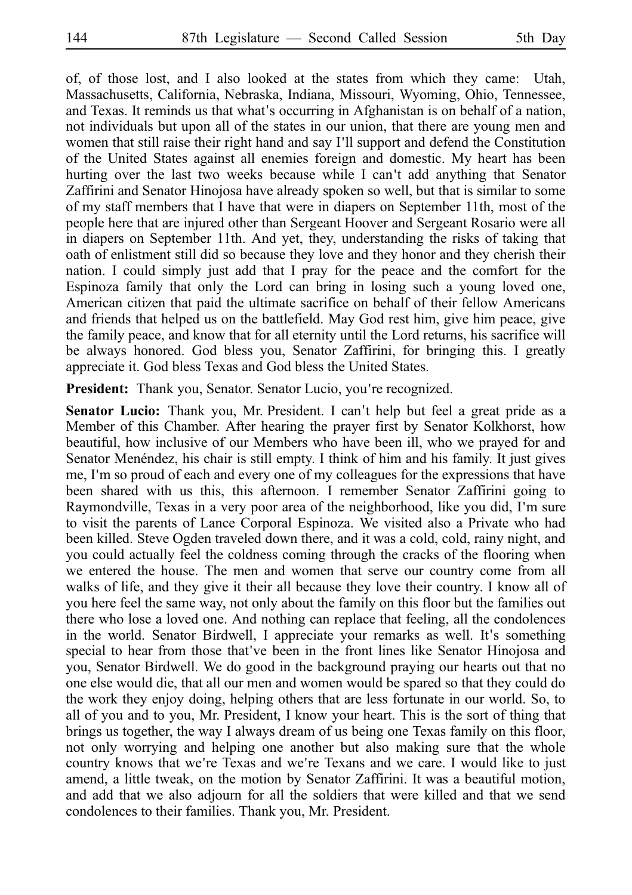of, of those lost, and I also looked at the states from which they came: Utah, Massachusetts, California, Nebraska, Indiana, Missouri, Wyoming, Ohio, Tennessee, and Texas. It reminds us that what's occurring in Afghanistan is on behalf of a nation, not individuals but upon all of the states in our union, that there are young men and women that still raise their right hand and say I'll support and defend the Constitution of the United States against all enemies foreign and domestic. My heart has been hurting over the last two weeks because while I can't add anything that Senator Zaffirini and Senator Hinojosa have already spoken so well, but that is similar to some of my staff members that I have that were in diapers on September 11th, most of the people here that are injured other than Sergeant Hoover and Sergeant Rosario were all in diapers on September 11th. And yet, they, understanding the risks of taking that oath of enlistment still did so because they love and they honor and they cherish their nation. I could simply just add that I pray for the peace and the comfort for the Espinoza family that only the Lord can bring in losing such a young loved one, American citizen that paid the ultimate sacrifice on behalf of their fellow Americans and friends that helped us on the battlefield. May God rest him, give him peace, give the family peace, and know that for all eternity until the Lord returns, his sacrifice will be always honored. God bless you, Senator Zaffirini, for bringing this. I greatly appreciate it. God bless Texas and God bless the United States.

**President:** Thank you, Senator. Senator Lucio, you're recognized.

**Senator Lucio:** Thank you, Mr. President. I can't help but feel a great pride as a Member of this Chamber. After hearing the prayer first by Senator Kolkhorst, how beautiful, how inclusive of our Members who have been ill, who we prayed for and Senator Menéndez, his chair is still empty. I think of him and his family. It just gives me, I'm so proud of each and every one of my colleagues for the expressions that have been shared with us this, this afternoon. I remember Senator Zaffirini going to Raymondville, Texas in a very poor area of the neighborhood, like you did, I'm sure to visit the parents of Lance Corporal Espinoza. We visited also a Private who had been killed. Steve Ogden traveled down there, and it was a cold, cold, rainy night, and you could actually feel the coldness coming through the cracks of the flooring when we entered the house. The men and women that serve our country come from all walks of life, and they give it their all because they love their country. I know all of you here feel the same way, not only about the family on this floor but the families out there who lose a loved one. And nothing can replace that feeling, all the condolences in the world. Senator Birdwell, I appreciate your remarks as well. It's something special to hear from those that've been in the front lines like Senator Hinojosa and you, Senator Birdwell. We do good in the background praying our hearts out that no one else would die, that all our men and women would be spared so that they could do the work they enjoy doing, helping others that are less fortunate in our world. So, to all of you and to you, Mr. President, I know your heart. This is the sort of thing that brings us together, the way I always dream of us being one Texas family on this floor, not only worrying and helping one another but also making sure that the whole country knows that we're Texas and we're Texans and we care. I would like to just amend, a little tweak, on the motion by Senator Zaffirini. It was a beautiful motion, and add that we also adjourn for all the soldiers that were killed and that we send condolences to their families. Thank you, Mr. President.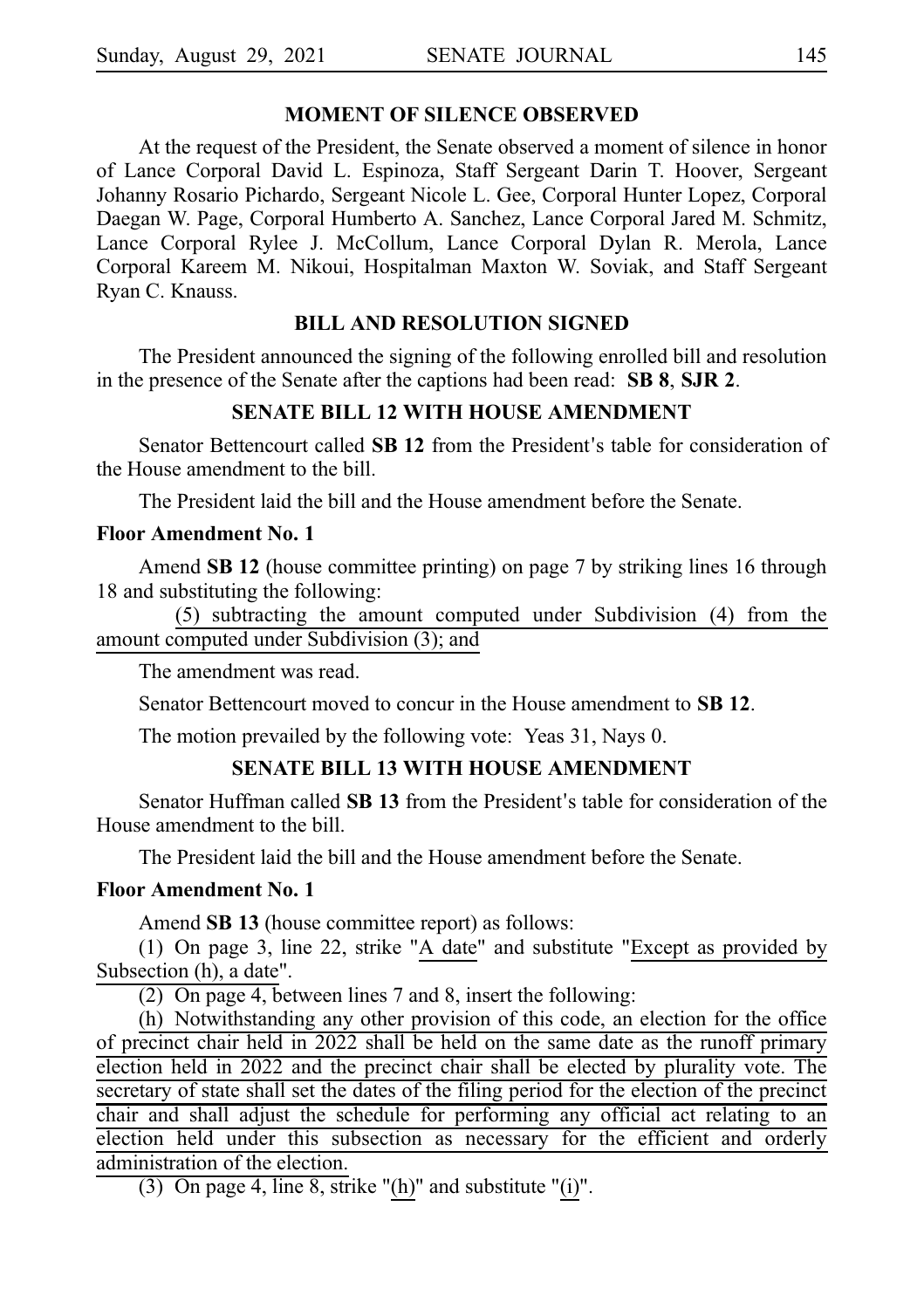## MOMENT OF SILENCE OBSERVED

At the request of the President, the Senate observed a moment of silence in honor of Lance Corporal David L. Espinoza, Staff Sergeant Darin T. Hoover, Sergeant Johanny Rosario Pichardo, Sergeant Nicole L. Gee, Corporal Hunter Lopez, Corporal Daegan W. Page, Corporal Humberto A. Sanchez, Lance Corporal Jared M. Schmitz, Lance Corporal Rylee J. McCollum, Lance Corporal Dylan R. Merola, Lance Corporal Kareem M. Nikoui, Hospitalman Maxton W. Soviak, and Staff Sergeant Ryan C. Knauss.

## BILL AND RESOLUTION SIGNED

The President announced the signing of the following enrolled bill and resolution in the presence of the Senate after the captions had been read: **SB 8**, **SJR 2**.

## SENATE BILL 12 WITH HOUSE AMENDMENT

Senator Bettencourt called **SB 12** from the President's table for consideration of the House amendment to the bill.

The President laid the bill and the House amendment before the Senate.

**Floor Amendment No. 1**

Amend **SB 12** (house committee printing) on page 7 by striking lines 16 through 18 and substituting the following:

(5) subtracting the amount computed under Subdivision (4) from the amount computed under Subdivision (3); and

The amendment was read.

Senator Bettencourt moved to concur in the House amendment to **SB 12**.

The motion prevailed by the following vote: Yeas 31, Nays 0.

## SENATE BILL 13 WITH HOUSE AMENDMENT

Senator Huffman called **SB 13** from the President's table for consideration of the House amendment to the bill.

The President laid the bill and the House amendment before the Senate.

**Floor Amendment No. 1**

Amend **SB 13** (house committee report) as follows:

(1) On page 3, line 22, strike "A date" and substitute "Except as provided by Subsection (h), a date".

(2) On page 4, between lines 7 and 8, insert the following:

(h) Notwithstanding any other provision of this code, an election for the office of precinct chair held in 2022 shall be held on the same date as the runoff primary election held in 2022 and the precinct chair shall be elected by plurality vote. The secretary of state shall set the dates of the filing period for the election of the precinct chair and shall adjust the schedule for performing any official act relating to an election held under this subsection as necessary for the efficient and orderly administration of the election.

(3) On page 4, line 8, strike "(h)" and substitute "(i)".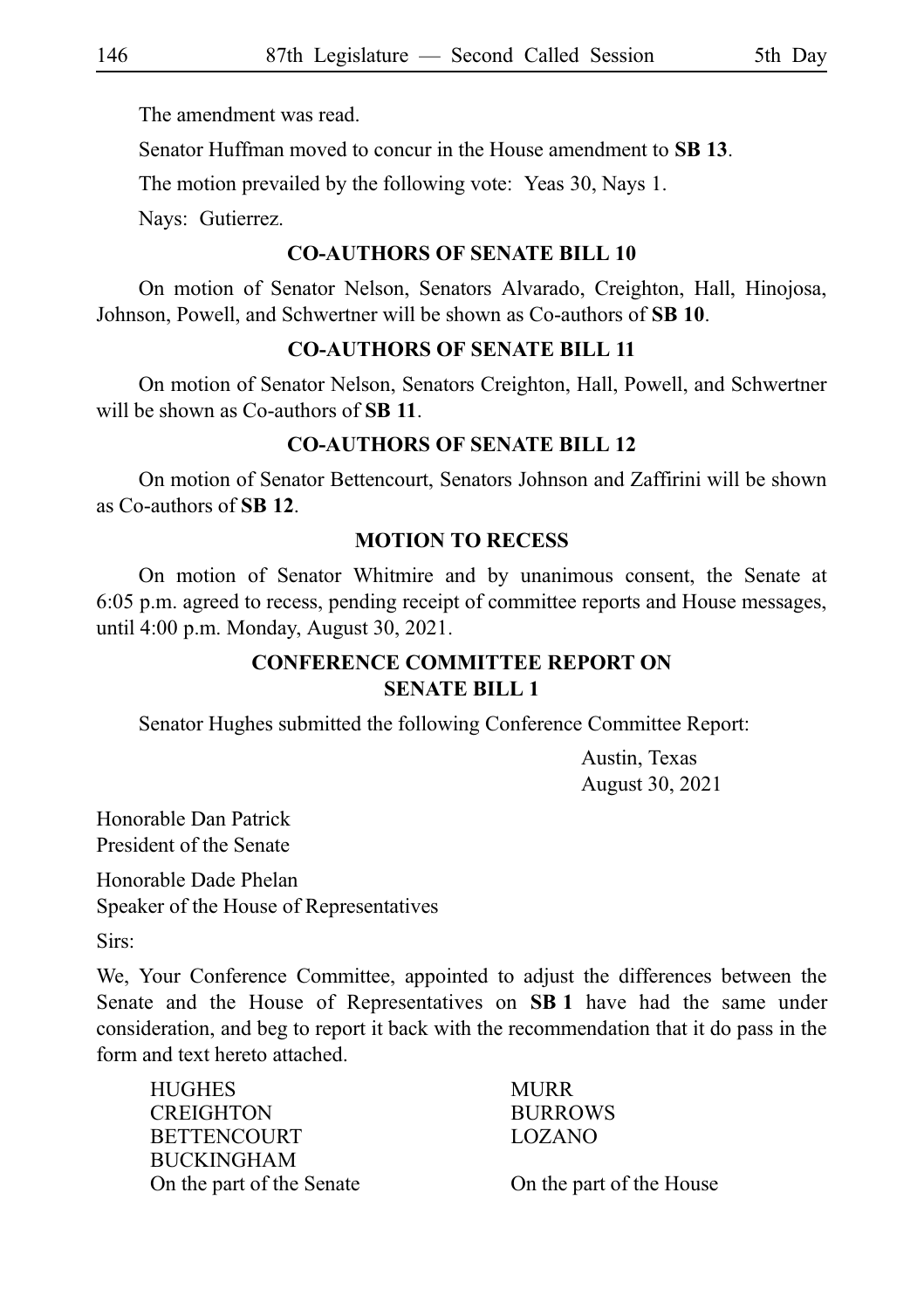The amendment was read.

Senator Huffman moved to concur in the House amendment to **SB 13**.

The motion prevailed by the following vote: Yeas 30, Nays 1.

Nays: Gutierrez.

## CO-AUTHORS OF SENATE BILL 10

On motion of Senator Nelson, Senators Alvarado, Creighton, Hall, Hinojosa, Johnson, Powell, and Schwertner will be shown as Co-authors of **SB 10**.

## CO-AUTHORS OF SENATE BILL 11

On motion of Senator Nelson, Senators Creighton, Hall, Powell, and Schwertner will be shown as Co-authors of **SB 11**.

## CO-AUTHORS OF SENATE BILL 12

On motion of Senator Bettencourt, Senators Johnson and Zaffirini will be shown as Co-authors of **SB 12**.

## MOTION TO RECESS

On motion of Senator Whitmire and by unanimous consent, the Senate at 6:05 p.m. agreed to recess, pending receipt of committee reports and House messages, until 4:00 p.m. Monday, August 30, 2021.

## CONFERENCE COMMITTEE REPORT ON SENATE BILL 1

Senator Hughes submitted the following Conference Committee Report:

Austin, Texas
August 30, 2021

Honorable Dan Patrick
President of the Senate

Honorable Dade Phelan
Speaker of the House of Representatives

Sirs:

We, Your Conference Committee, appointed to adjust the differences between the Senate and the House of Representatives on **SB 1** have had the same under consideration, and beg to report it back with the recommendation that it do pass in the form and text hereto attached.

| | |
|---|---|
| HUGHES | MURR |
| CREIGHTON | BURROWS |
| BETTENCOURT | LOZANO |
| BUCKINGHAM | |
| On the part of the Senate | On the part of the House |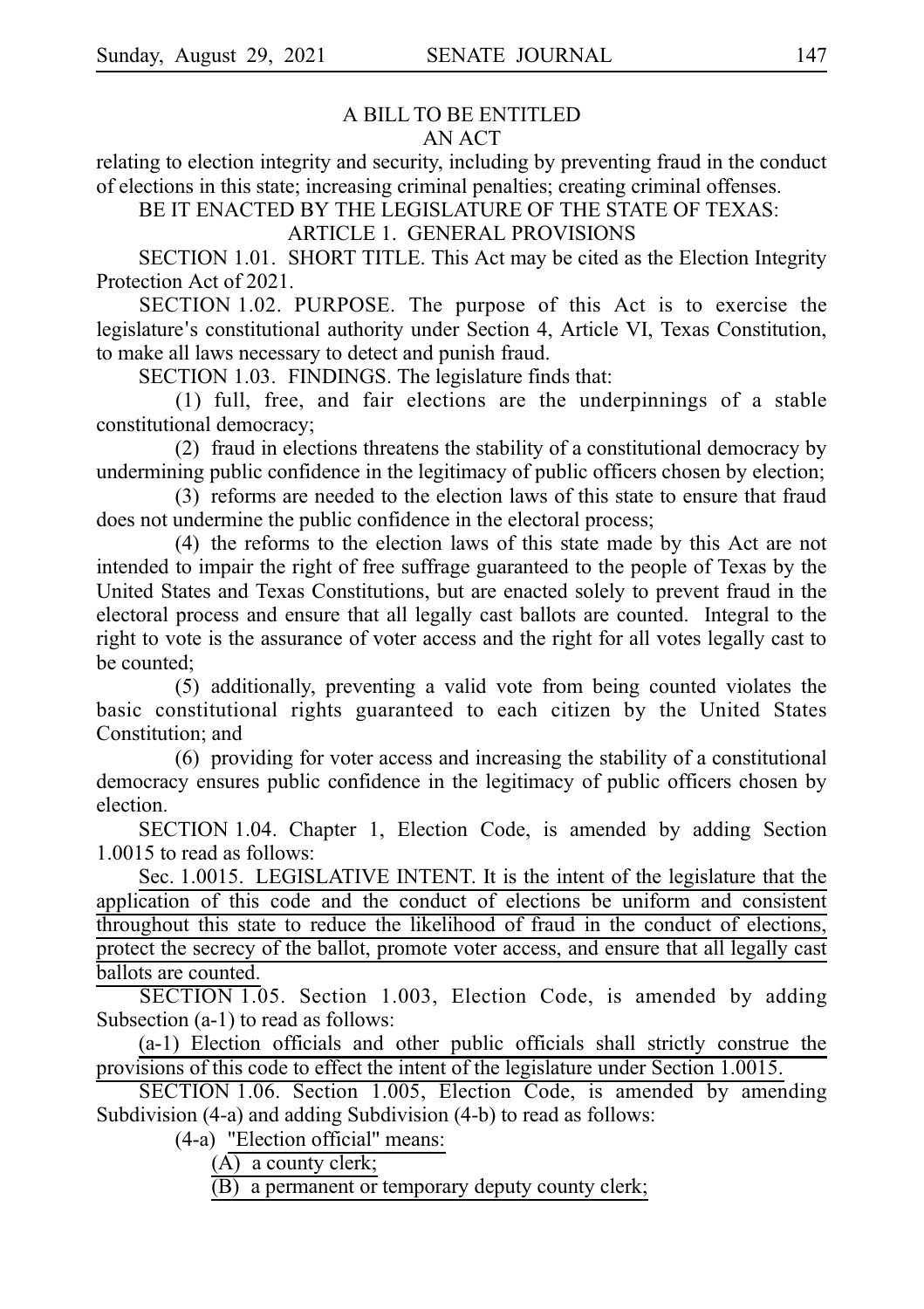A BILL TO BE ENTITLED

AN ACT

relating to election integrity and security, including by preventing fraud in the conduct of elections in this state; increasing criminal penalties; creating criminal offenses.

BE IT ENACTED BY THE LEGISLATURE OF THE STATE OF TEXAS:

ARTICLE 1. GENERAL PROVISIONS

SECTION 1.01. SHORT TITLE. This Act may be cited as the Election Integrity Protection Act of 2021.

SECTION 1.02. PURPOSE. The purpose of this Act is to exercise the legislature's constitutional authority under Section 4, Article VI, Texas Constitution, to make all laws necessary to detect and punish fraud.

SECTION 1.03. FINDINGS. The legislature finds that:

(1) full, free, and fair elections are the underpinnings of a stable constitutional democracy;

(2) fraud in elections threatens the stability of a constitutional democracy by undermining public confidence in the legitimacy of public officers chosen by election;

(3) reforms are needed to the election laws of this state to ensure that fraud does not undermine the public confidence in the electoral process;

(4) the reforms to the election laws of this state made by this Act are not intended to impair the right of free suffrage guaranteed to the people of Texas by the United States and Texas Constitutions, but are enacted solely to prevent fraud in the electoral process and ensure that all legally cast ballots are counted. Integral to the right to vote is the assurance of voter access and the right for all votes legally cast to be counted;

(5) additionally, preventing a valid vote from being counted violates the basic constitutional rights guaranteed to each citizen by the United States Constitution; and

(6) providing for voter access and increasing the stability of a constitutional democracy ensures public confidence in the legitimacy of public officers chosen by election.

SECTION 1.04. Chapter 1, Election Code, is amended by adding Section 1.0015 to read as follows:

Sec. 1.0015. LEGISLATIVE INTENT. It is the intent of the legislature that the application of this code and the conduct of elections be uniform and consistent throughout this state to reduce the likelihood of fraud in the conduct of elections, protect the secrecy of the ballot, promote voter access, and ensure that all legally cast ballots are counted.

SECTION 1.05. Section 1.003, Election Code, is amended by adding Subsection (a-1) to read as follows:

(a-1) Election officials and other public officials shall strictly construe the provisions of this code to effect the intent of the legislature under Section 1.0015.

SECTION 1.06. Section 1.005, Election Code, is amended by amending Subdivision (4-a) and adding Subdivision (4-b) to read as follows:

(4-a) "Election official" means:

(A) a county clerk;

(B) a permanent or temporary deputy county clerk;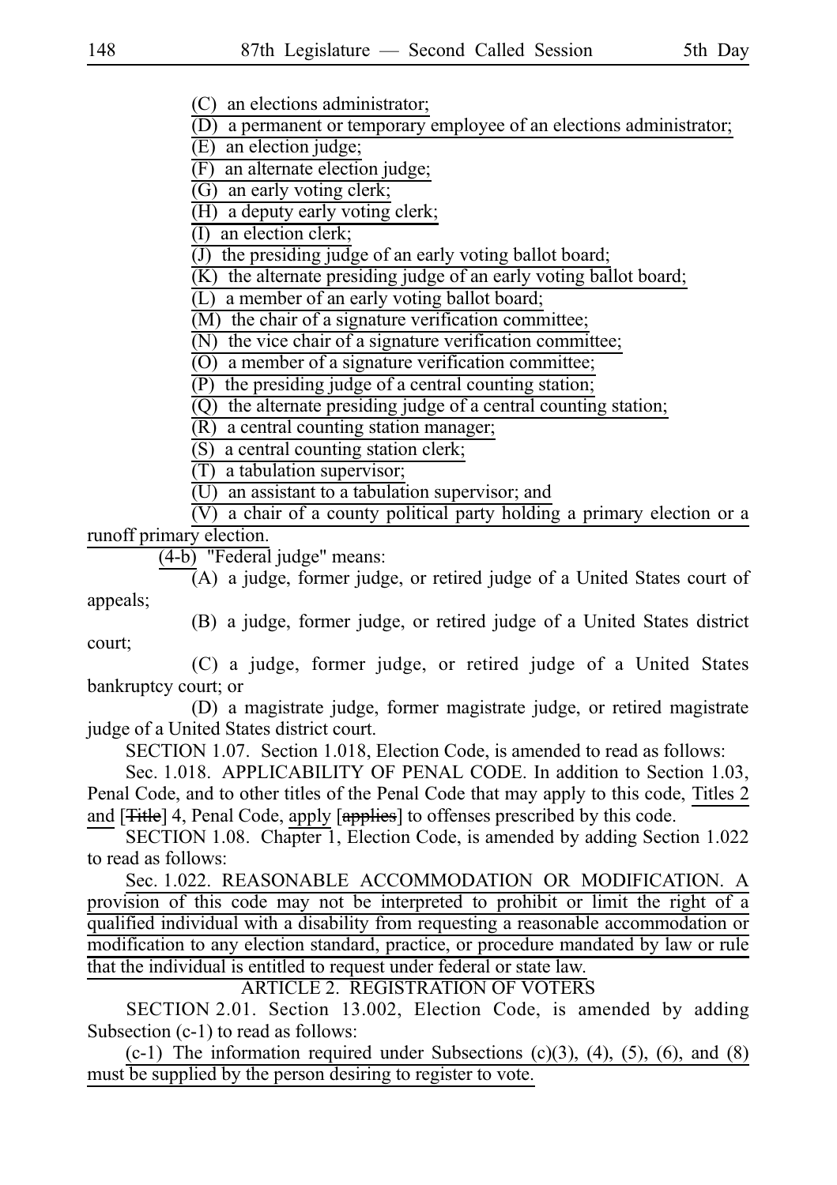(C) an elections administrator;

(D) a permanent or temporary employee of an elections administrator;

(E) an election judge;

(F) an alternate election judge;

(G) an early voting clerk;

(H) a deputy early voting clerk;

(I) an election clerk;

(J) the presiding judge of an early voting ballot board;

(K) the alternate presiding judge of an early voting ballot board;

(L) a member of an early voting ballot board;

(M) the chair of a signature verification committee;

(N) the vice chair of a signature verification committee;

(O) a member of a signature verification committee;

(P) the presiding judge of a central counting station;

(Q) the alternate presiding judge of a central counting station;

(R) a central counting station manager;

(S) a central counting station clerk;

(T) a tabulation supervisor;

(U) an assistant to a tabulation supervisor; and

(V) a chair of a county political party holding a primary election or a runoff primary election.

(4-b) "Federal judge" means:

(A) a judge, former judge, or retired judge of a United States court of appeals;

(B) a judge, former judge, or retired judge of a United States district court;

(C) a judge, former judge, or retired judge of a United States bankruptcy court; or

(D) a magistrate judge, former magistrate judge, or retired magistrate judge of a United States district court.

SECTION 1.07. Section 1.018, Election Code, is amended to read as follows:

Sec. 1.018. APPLICABILITY OF PENAL CODE. In addition to Section 1.03, Penal Code, and to other titles of the Penal Code that may apply to this code, Titles 2 and [~~Title~~] 4, Penal Code, apply [~~applies~~] to offenses prescribed by this code.

SECTION 1.08. Chapter 1, Election Code, is amended by adding Section 1.022 to read as follows:

Sec. 1.022. REASONABLE ACCOMMODATION OR MODIFICATION. A provision of this code may not be interpreted to prohibit or limit the right of a qualified individual with a disability from requesting a reasonable accommodation or modification to any election standard, practice, or procedure mandated by law or rule that the individual is entitled to request under federal or state law.

ARTICLE 2. REGISTRATION OF VOTERS

SECTION 2.01. Section 13.002, Election Code, is amended by adding Subsection (c-1) to read as follows:

(c-1) The information required under Subsections (c)(3), (4), (5), (6), and (8) must be supplied by the person desiring to register to vote.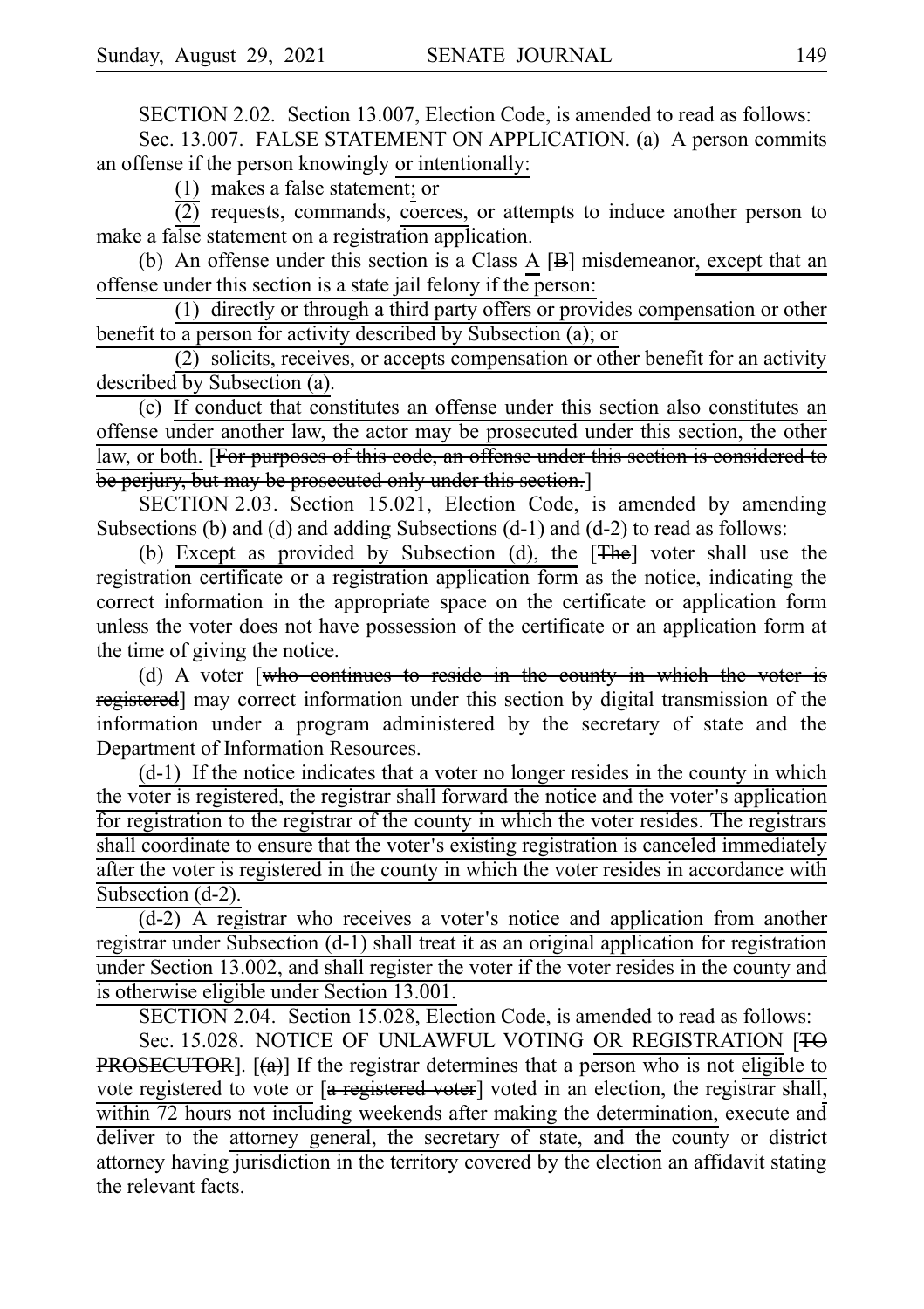SECTION 2.02. Section 13.007, Election Code, is amended to read as follows:

Sec. 13.007. FALSE STATEMENT ON APPLICATION. (a) A person commits an offense if the person knowingly or intentionally:

(1) makes a false statement; or

(2) requests, commands, coerces, or attempts to induce another person to make a false statement on a registration application.

(b) An offense under this section is a Class A [B] misdemeanor, except that an offense under this section is a state jail felony if the person:

(1) directly or through a third party offers or provides compensation or other benefit to a person for activity described by Subsection (a); or

(2) solicits, receives, or accepts compensation or other benefit for an activity described by Subsection (a).

(c) If conduct that constitutes an offense under this section also constitutes an offense under another law, the actor may be prosecuted under this section, the other law, or both. [~~For purposes of this code, an offense under this section is considered to be perjury, but may be prosecuted only under this section.~~]

SECTION 2.03. Section 15.021, Election Code, is amended by amending Subsections (b) and (d) and adding Subsections (d-1) and (d-2) to read as follows:

(b) Except as provided by Subsection (d), the [~~The~~] voter shall use the registration certificate or a registration application form as the notice, indicating the correct information in the appropriate space on the certificate or application form unless the voter does not have possession of the certificate or an application form at the time of giving the notice.

(d) A voter [~~who continues to reside in the county in which the voter is registered~~] may correct information under this section by digital transmission of the information under a program administered by the secretary of state and the Department of Information Resources.

(d-1) If the notice indicates that a voter no longer resides in the county in which the voter is registered, the registrar shall forward the notice and the voter's application for registration to the registrar of the county in which the voter resides. The registrars shall coordinate to ensure that the voter's existing registration is canceled immediately after the voter is registered in the county in which the voter resides in accordance with Subsection (d-2).

(d-2) A registrar who receives a voter's notice and application from another registrar under Subsection (d-1) shall treat it as an original application for registration under Section 13.002, and shall register the voter if the voter resides in the county and is otherwise eligible under Section 13.001.

SECTION 2.04. Section 15.028, Election Code, is amended to read as follows:

Sec. 15.028. NOTICE OF UNLAWFUL VOTING OR REGISTRATION [~~TO PROSECUTOR~~]. [~~(a)~~] If the registrar determines that a person who is not eligible to vote registered to vote or [~~a registered voter~~] voted in an election, the registrar shall, within 72 hours not including weekends after making the determination, execute and deliver to the attorney general, the secretary of state, and the county or district attorney having jurisdiction in the territory covered by the election an affidavit stating the relevant facts.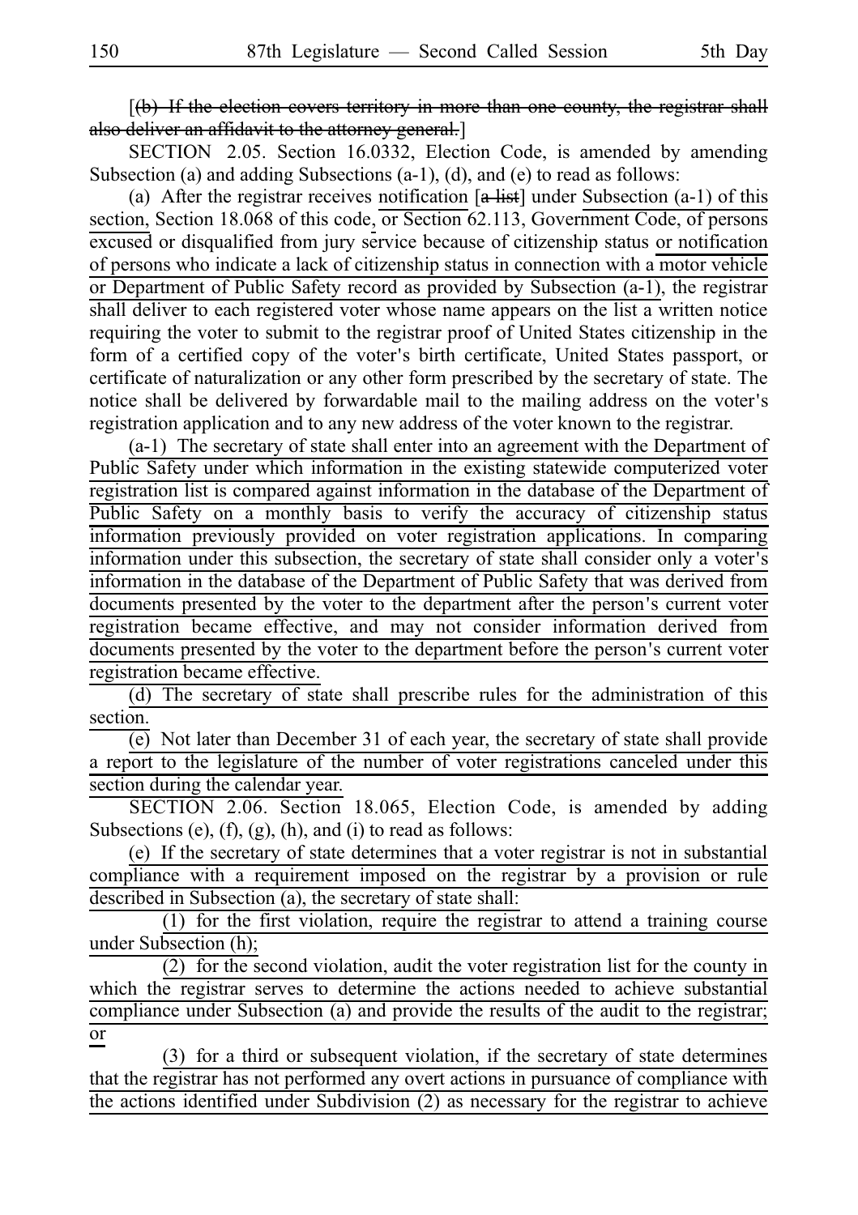[~~(b) If the election covers territory in more than one county, the registrar shall also deliver an affidavit to the attorney general.~~]

SECTION 2.05. Section 16.0332, Election Code, is amended by amending Subsection (a) and adding Subsections (a-1), (d), and (e) to read as follows:

(a) After the registrar receives <u>notification</u> [~~a list~~] under <u>Subsection (a-1) of this section,</u> Section 18.068 of this code, <u>or Section</u> 62.113, Government Code, of persons excused or disqualified from jury service because of citizenship status <u>or notification of persons who indicate a lack of citizenship status in connection with a motor vehicle or Department of Public Safety record as provided by Subsection (a-1)</u>, the registrar shall deliver to each registered voter whose name appears on the list a written notice requiring the voter to submit to the registrar proof of United States citizenship in the form of a certified copy of the voter's birth certificate, United States passport, or certificate of naturalization or any other form prescribed by the secretary of state. The notice shall be delivered by forwardable mail to the mailing address on the voter's registration application and to any new address of the voter known to the registrar.

<u>(a-1) The secretary of state shall enter into an agreement with the Department of Public Safety under which information in the existing statewide computerized voter registration list is compared against information in the database of the Department of Public Safety on a monthly basis to verify the accuracy of citizenship status information previously provided on voter registration applications. In comparing information under this subsection, the secretary of state shall consider only a voter's information in the database of the Department of Public Safety that was derived from documents presented by the voter to the department after the person's current voter registration became effective, and may not consider information derived from documents presented by the voter to the department before the person's current voter registration became effective.</u>

<u>(d) The secretary of state shall prescribe rules for the administration of this section.</u>

<u>(e) Not later than December 31 of each year, the secretary of state shall provide a report to the legislature of the number of voter registrations canceled under this section during the calendar year.</u>

SECTION 2.06. Section 18.065, Election Code, is amended by adding Subsections (e), (f), (g), (h), and (i) to read as follows:

<u>(e) If the secretary of state determines that a voter registrar is not in substantial compliance with a requirement imposed on the registrar by a provision or rule described in Subsection (a), the secretary of state shall:</u>

<u>(1) for the first violation, require the registrar to attend a training course under Subsection (h);</u>

<u>(2) for the second violation, audit the voter registration list for the county in which the registrar serves to determine the actions needed to achieve substantial compliance under Subsection (a) and provide the results of the audit to the registrar; or</u>

<u>(3) for a third or subsequent violation, if the secretary of state determines that the registrar has not performed any overt actions in pursuance of compliance with the actions identified under Subdivision (2) as necessary for the registrar to achieve</u>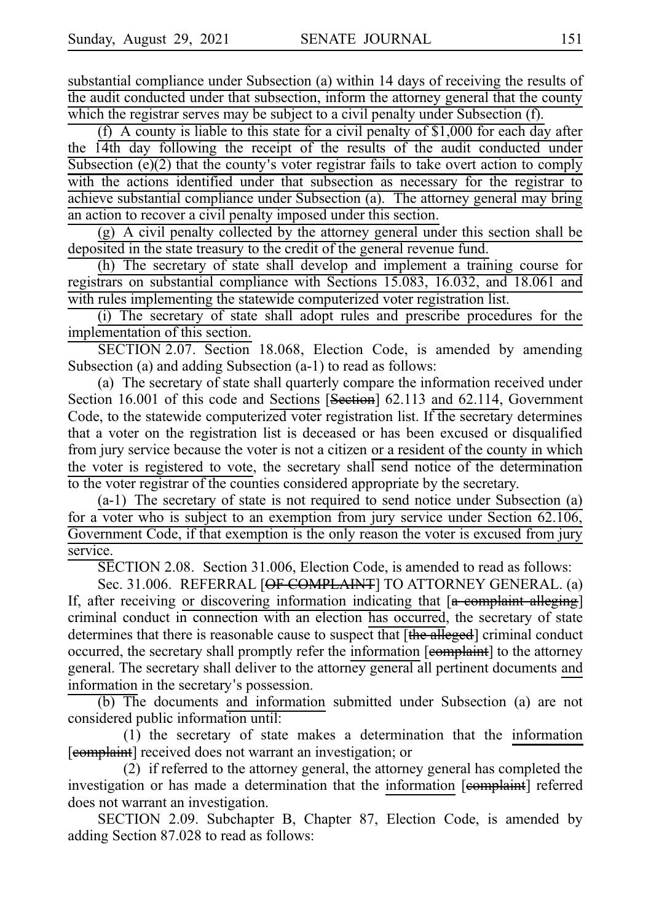substantial compliance under Subsection (a) within 14 days of receiving the results of the audit conducted under that subsection, inform the attorney general that the county which the registrar serves may be subject to a civil penalty under Subsection (f).

(f) A county is liable to this state for a civil penalty of $1,000 for each day after the 14th day following the receipt of the results of the audit conducted under Subsection (e)(2) that the county's voter registrar fails to take overt action to comply with the actions identified under that subsection as necessary for the registrar to achieve substantial compliance under Subsection (a). The attorney general may bring an action to recover a civil penalty imposed under this section.

(g) A civil penalty collected by the attorney general under this section shall be deposited in the state treasury to the credit of the general revenue fund.

(h) The secretary of state shall develop and implement a training course for registrars on substantial compliance with Sections 15.083, 16.032, and 18.061 and with rules implementing the statewide computerized voter registration list.

(i) The secretary of state shall adopt rules and prescribe procedures for the implementation of this section.

SECTION 2.07. Section 18.068, Election Code, is amended by amending Subsection (a) and adding Subsection (a-1) to read as follows:

(a) The secretary of state shall quarterly compare the information received under Section 16.001 of this code and Sections [~~Section~~] 62.113 and 62.114, Government Code, to the statewide computerized voter registration list. If the secretary determines that a voter on the registration list is deceased or has been excused or disqualified from jury service because the voter is not a citizen or a resident of the county in which the voter is registered to vote, the secretary shall send notice of the determination to the voter registrar of the counties considered appropriate by the secretary.

(a-1) The secretary of state is not required to send notice under Subsection (a) for a voter who is subject to an exemption from jury service under Section 62.106, Government Code, if that exemption is the only reason the voter is excused from jury service.

SECTION 2.08. Section 31.006, Election Code, is amended to read as follows:

Sec. 31.006. REFERRAL [~~OF COMPLAINT~~] TO ATTORNEY GENERAL. (a) If, after receiving or discovering information indicating that [~~a complaint alleging~~] criminal conduct in connection with an election has occurred, the secretary of state determines that there is reasonable cause to suspect that [~~the alleged~~] criminal conduct occurred, the secretary shall promptly refer the information [~~complaint~~] to the attorney general. The secretary shall deliver to the attorney general all pertinent documents and information in the secretary's possession.

(b) The documents and information submitted under Subsection (a) are not considered public information until:

(1) the secretary of state makes a determination that the information [~~complaint~~] received does not warrant an investigation; or

(2) if referred to the attorney general, the attorney general has completed the investigation or has made a determination that the information [~~complaint~~] referred does not warrant an investigation.

SECTION 2.09. Subchapter B, Chapter 87, Election Code, is amended by adding Section 87.028 to read as follows: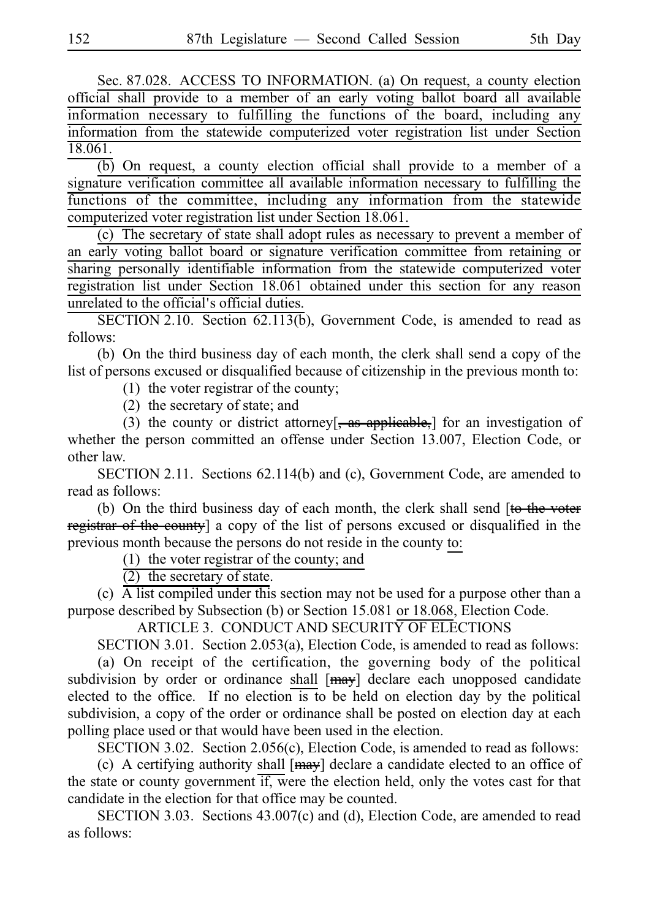Sec. 87.028. ACCESS TO INFORMATION. (a) On request, a county election official shall provide to a member of an early voting ballot board all available information necessary to fulfilling the functions of the board, including any information from the statewide computerized voter registration list under Section 18.061.

(b) On request, a county election official shall provide to a member of a signature verification committee all available information necessary to fulfilling the functions of the committee, including any information from the statewide computerized voter registration list under Section 18.061.

(c) The secretary of state shall adopt rules as necessary to prevent a member of an early voting ballot board or signature verification committee from retaining or sharing personally identifiable information from the statewide computerized voter registration list under Section 18.061 obtained under this section for any reason unrelated to the official's official duties.

SECTION 2.10. Section 62.113(b), Government Code, is amended to read as follows:

(b) On the third business day of each month, the clerk shall send a copy of the list of persons excused or disqualified because of citizenship in the previous month to:

(1) the voter registrar of the county;

(2) the secretary of state; and

(3) the county or district attorney[~~, as applicable,~~] for an investigation of whether the person committed an offense under Section 13.007, Election Code, or other law.

SECTION 2.11. Sections 62.114(b) and (c), Government Code, are amended to read as follows:

(b) On the third business day of each month, the clerk shall send [~~to the voter registrar of the county~~] a copy of the list of persons excused or disqualified in the previous month because the persons do not reside in the county to:

(1) the voter registrar of the county; and

(2) the secretary of state.

(c) A list compiled under this section may not be used for a purpose other than a purpose described by Subsection (b) or Section 15.081 or 18.068, Election Code.

ARTICLE 3. CONDUCT AND SECURITY OF ELECTIONS

SECTION 3.01. Section 2.053(a), Election Code, is amended to read as follows:

(a) On receipt of the certification, the governing body of the political subdivision by order or ordinance shall [~~may~~] declare each unopposed candidate elected to the office. If no election is to be held on election day by the political subdivision, a copy of the order or ordinance shall be posted on election day at each polling place used or that would have been used in the election.

SECTION 3.02. Section 2.056(c), Election Code, is amended to read as follows:

(c) A certifying authority shall [~~may~~] declare a candidate elected to an office of the state or county government if, were the election held, only the votes cast for that candidate in the election for that office may be counted.

SECTION 3.03. Sections 43.007(c) and (d), Election Code, are amended to read as follows: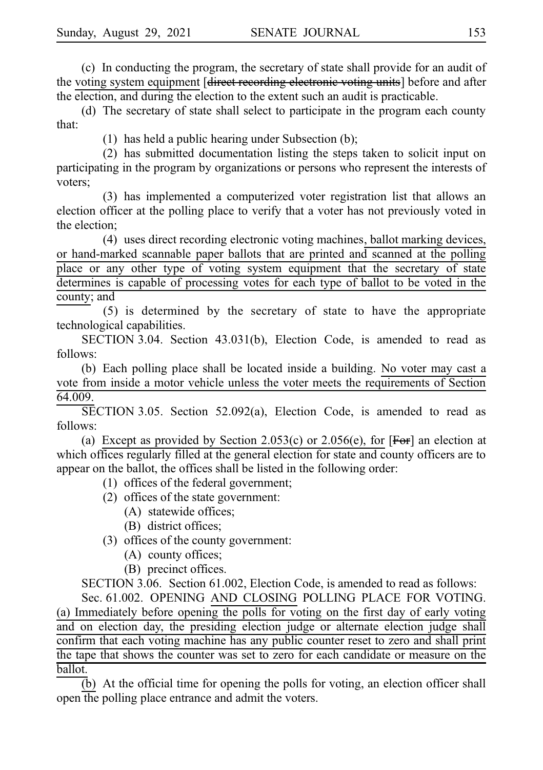(c) In conducting the program, the secretary of state shall provide for an audit of the voting system equipment [~~direct recording electronic voting units~~] before and after the election, and during the election to the extent such an audit is practicable.

(d) The secretary of state shall select to participate in the program each county that:

(1) has held a public hearing under Subsection (b);

(2) has submitted documentation listing the steps taken to solicit input on participating in the program by organizations or persons who represent the interests of voters;

(3) has implemented a computerized voter registration list that allows an election officer at the polling place to verify that a voter has not previously voted in the election;

(4) uses direct recording electronic voting machines, ballot marking devices, or hand-marked scannable paper ballots that are printed and scanned at the polling place or any other type of voting system equipment that the secretary of state determines is capable of processing votes for each type of ballot to be voted in the county; and

(5) is determined by the secretary of state to have the appropriate technological capabilities.

SECTION 3.04. Section 43.031(b), Election Code, is amended to read as follows:

(b) Each polling place shall be located inside a building. No voter may cast a vote from inside a motor vehicle unless the voter meets the requirements of Section 64.009.

SECTION 3.05. Section 52.092(a), Election Code, is amended to read as follows:

(a) Except as provided by Section 2.053(c) or 2.056(e), for [~~For~~] an election at which offices regularly filled at the general election for state and county officers are to appear on the ballot, the offices shall be listed in the following order:

(1) offices of the federal government;

(2) offices of the state government:

(A) statewide offices;

(B) district offices;

(3) offices of the county government:

(A) county offices;

(B) precinct offices.

SECTION 3.06. Section 61.002, Election Code, is amended to read as follows:

Sec. 61.002. OPENING AND CLOSING POLLING PLACE FOR VOTING. (a) Immediately before opening the polls for voting on the first day of early voting and on election day, the presiding election judge or alternate election judge shall confirm that each voting machine has any public counter reset to zero and shall print the tape that shows the counter was set to zero for each candidate or measure on the ballot.

(b) At the official time for opening the polls for voting, an election officer shall open the polling place entrance and admit the voters.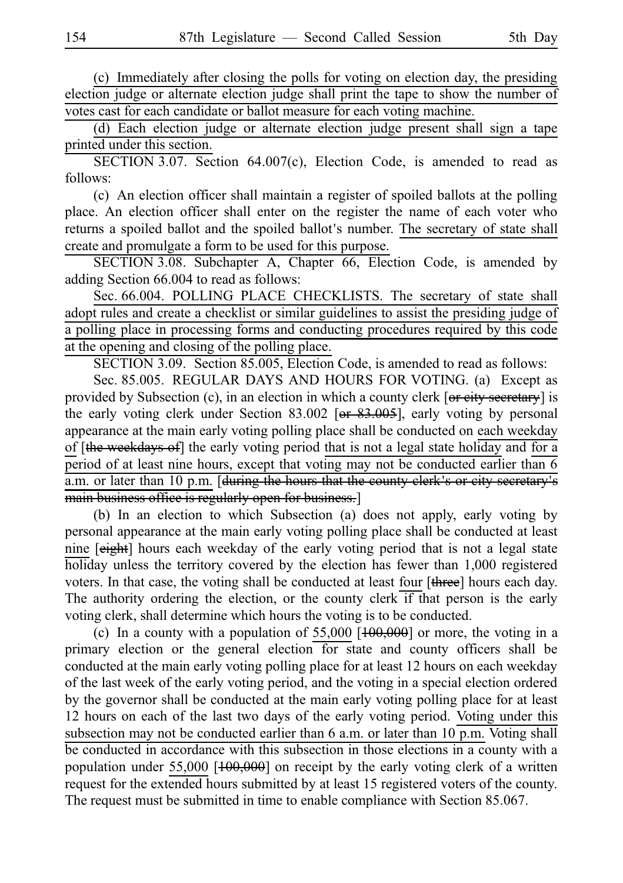(c) Immediately after closing the polls for voting on election day, the presiding election judge or alternate election judge shall print the tape to show the number of votes cast for each candidate or ballot measure for each voting machine.

(d) Each election judge or alternate election judge present shall sign a tape printed under this section.

SECTION 3.07. Section 64.007(c), Election Code, is amended to read as follows:

(c) An election officer shall maintain a register of spoiled ballots at the polling place. An election officer shall enter on the register the name of each voter who returns a spoiled ballot and the spoiled ballot's number. The secretary of state shall create and promulgate a form to be used for this purpose.

SECTION 3.08. Subchapter A, Chapter 66, Election Code, is amended by adding Section 66.004 to read as follows:

Sec. 66.004. POLLING PLACE CHECKLISTS. The secretary of state shall adopt rules and create a checklist or similar guidelines to assist the presiding judge of a polling place in processing forms and conducting procedures required by this code at the opening and closing of the polling place.

SECTION 3.09. Section 85.005, Election Code, is amended to read as follows:

Sec. 85.005. REGULAR DAYS AND HOURS FOR VOTING. (a) Except as provided by Subsection (c), in an election in which a county clerk [~~or city secretary~~] is the early voting clerk under Section 83.002 [~~or 83.005~~], early voting by personal appearance at the main early voting polling place shall be conducted on each weekday of [~~the weekdays of~~] the early voting period that is not a legal state holiday and for a period of at least nine hours, except that voting may not be conducted earlier than 6 a.m. or later than 10 p.m. [~~during the hours that the county clerk's or city secretary's main business office is regularly open for business.~~]

(b) In an election to which Subsection (a) does not apply, early voting by personal appearance at the main early voting polling place shall be conducted at least nine [~~eight~~] hours each weekday of the early voting period that is not a legal state holiday unless the territory covered by the election has fewer than 1,000 registered voters. In that case, the voting shall be conducted at least four [~~three~~] hours each day. The authority ordering the election, or the county clerk if that person is the early voting clerk, shall determine which hours the voting is to be conducted.

(c) In a county with a population of 55,000 [~~100,000~~] or more, the voting in a primary election or the general election for state and county officers shall be conducted at the main early voting polling place for at least 12 hours on each weekday of the last week of the early voting period, and the voting in a special election ordered by the governor shall be conducted at the main early voting polling place for at least 12 hours on each of the last two days of the early voting period. Voting under this subsection may not be conducted earlier than 6 a.m. or later than 10 p.m. Voting shall be conducted in accordance with this subsection in those elections in a county with a population under 55,000 [~~100,000~~] on receipt by the early voting clerk of a written request for the extended hours submitted by at least 15 registered voters of the county. The request must be submitted in time to enable compliance with Section 85.067.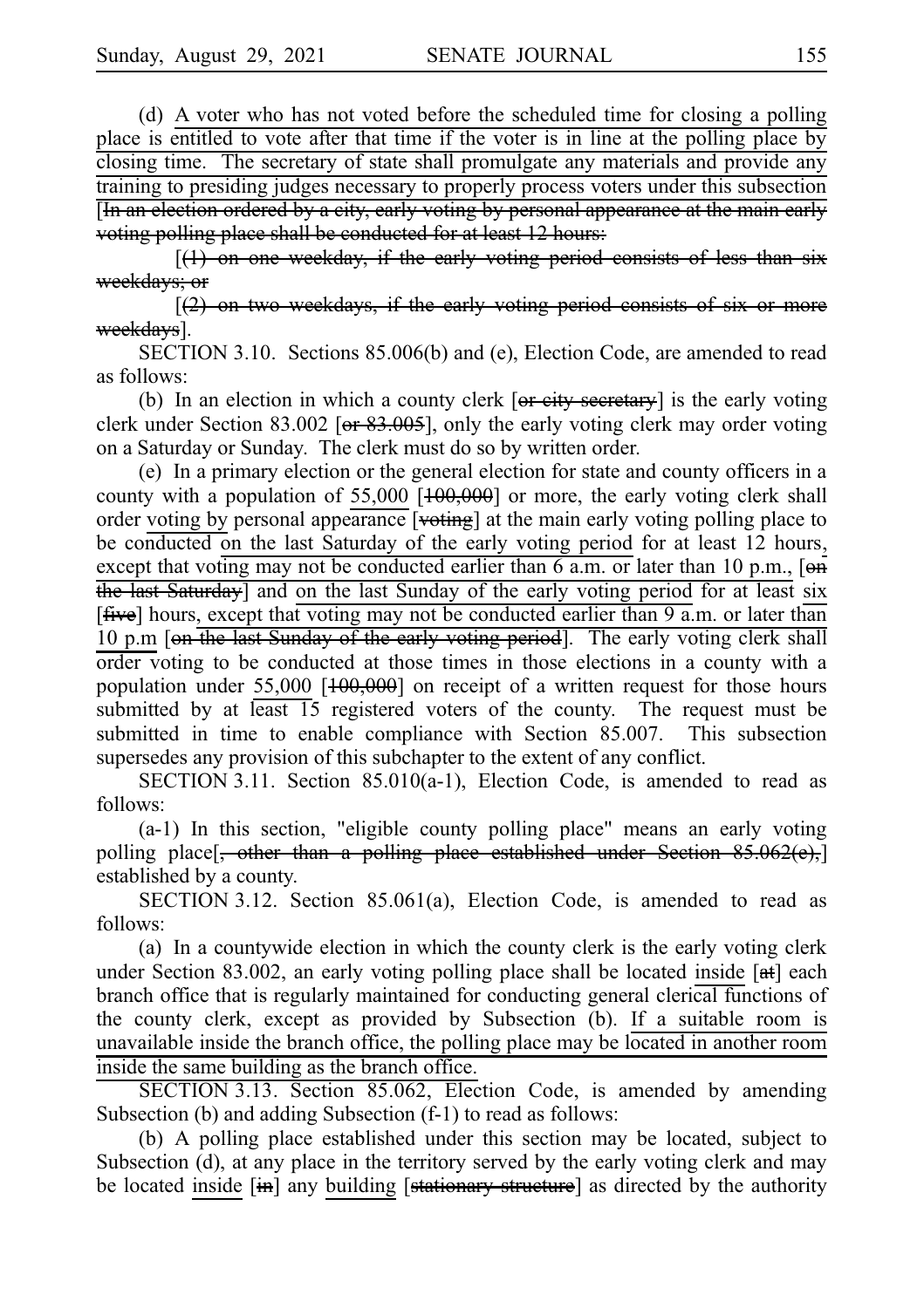(d) A voter who has not voted before the scheduled time for closing a polling place is entitled to vote after that time if the voter is in line at the polling place by closing time. The secretary of state shall promulgate any materials and provide any training to presiding judges necessary to properly process voters under this subsection [In an election ordered by a city, early voting by personal appearance at the main early voting polling place shall be conducted for at least 12 hours:

[(1) on one weekday, if the early voting period consists of less than six weekdays; or

[(2) on two weekdays, if the early voting period consists of six or more weekdays].

SECTION 3.10. Sections 85.006(b) and (e), Election Code, are amended to read as follows:

(b) In an election in which a county clerk [or city secretary] is the early voting clerk under Section 83.002 [or 83.005], only the early voting clerk may order voting on a Saturday or Sunday. The clerk must do so by written order.

(e) In a primary election or the general election for state and county officers in a county with a population of 55,000 [100,000] or more, the early voting clerk shall order voting by personal appearance [voting] at the main early voting polling place to be conducted on the last Saturday of the early voting period for at least 12 hours, except that voting may not be conducted earlier than 6 a.m. or later than 10 p.m., [on the last Saturday] and on the last Sunday of the early voting period for at least six [five] hours, except that voting may not be conducted earlier than 9 a.m. or later than 10 p.m [on the last Sunday of the early voting period]. The early voting clerk shall order voting to be conducted at those times in those elections in a county with a population under 55,000 [100,000] on receipt of a written request for those hours submitted by at least 15 registered voters of the county. The request must be submitted in time to enable compliance with Section 85.007. This subsection supersedes any provision of this subchapter to the extent of any conflict.

SECTION 3.11. Section 85.010(a-1), Election Code, is amended to read as follows:

(a-1) In this section, "eligible county polling place" means an early voting polling place[, other than a polling place established under Section 85.062(e),] established by a county.

SECTION 3.12. Section 85.061(a), Election Code, is amended to read as follows:

(a) In a countywide election in which the county clerk is the early voting clerk under Section 83.002, an early voting polling place shall be located inside [at] each branch office that is regularly maintained for conducting general clerical functions of the county clerk, except as provided by Subsection (b). If a suitable room is unavailable inside the branch office, the polling place may be located in another room inside the same building as the branch office.

SECTION 3.13. Section 85.062, Election Code, is amended by amending Subsection (b) and adding Subsection (f-1) to read as follows:

(b) A polling place established under this section may be located, subject to Subsection (d), at any place in the territory served by the early voting clerk and may be located inside [in] any building [stationary structure] as directed by the authority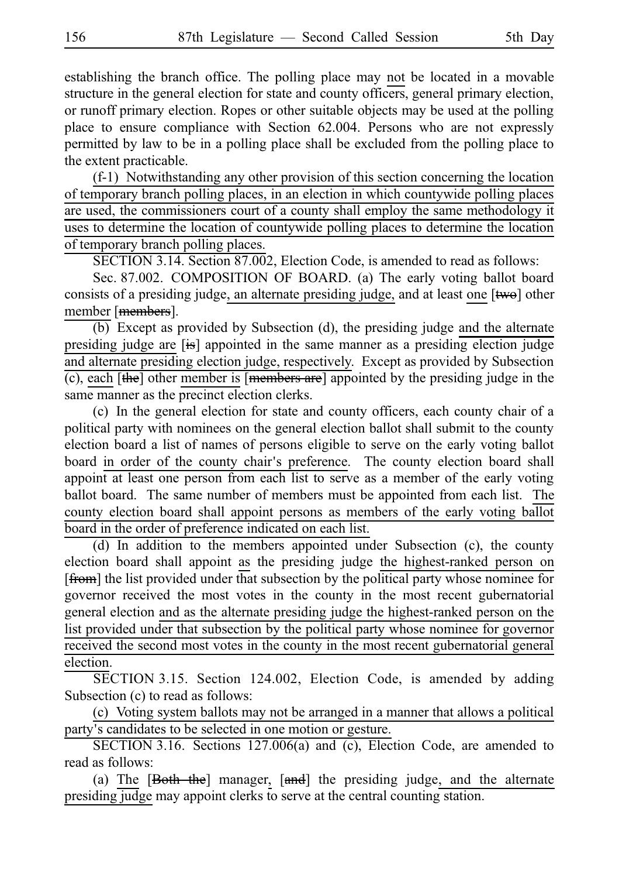establishing the branch office. The polling place may not be located in a movable structure in the general election for state and county officers, general primary election, or runoff primary election. Ropes or other suitable objects may be used at the polling place to ensure compliance with Section 62.004. Persons who are not expressly permitted by law to be in a polling place shall be excluded from the polling place to the extent practicable.

(f-1) Notwithstanding any other provision of this section concerning the location of temporary branch polling places, in an election in which countywide polling places are used, the commissioners court of a county shall employ the same methodology it uses to determine the location of countywide polling places to determine the location of temporary branch polling places.

SECTION 3.14. Section 87.002, Election Code, is amended to read as follows:

Sec. 87.002. COMPOSITION OF BOARD. (a) The early voting ballot board consists of a presiding judge, an alternate presiding judge, and at least one [~~two~~] other member [~~members~~].

(b) Except as provided by Subsection (d), the presiding judge and the alternate presiding judge are [~~is~~] appointed in the same manner as a presiding election judge and alternate presiding election judge, respectively. Except as provided by Subsection (c), each [~~the~~] other member is [~~members are~~] appointed by the presiding judge in the same manner as the precinct election clerks.

(c) In the general election for state and county officers, each county chair of a political party with nominees on the general election ballot shall submit to the county election board a list of names of persons eligible to serve on the early voting ballot board in order of the county chair's preference. The county election board shall appoint at least one person from each list to serve as a member of the early voting ballot board. The same number of members must be appointed from each list. The county election board shall appoint persons as members of the early voting ballot board in the order of preference indicated on each list.

(d) In addition to the members appointed under Subsection (c), the county election board shall appoint as the presiding judge the highest-ranked person on [~~from~~] the list provided under that subsection by the political party whose nominee for governor received the most votes in the county in the most recent gubernatorial general election and as the alternate presiding judge the highest-ranked person on the list provided under that subsection by the political party whose nominee for governor received the second most votes in the county in the most recent gubernatorial general election.

SECTION 3.15. Section 124.002, Election Code, is amended by adding Subsection (c) to read as follows:

(c) Voting system ballots may not be arranged in a manner that allows a political party's candidates to be selected in one motion or gesture.

SECTION 3.16. Sections 127.006(a) and (c), Election Code, are amended to read as follows:

(a) The [~~Both the~~] manager, [~~and~~] the presiding judge, and the alternate presiding judge may appoint clerks to serve at the central counting station.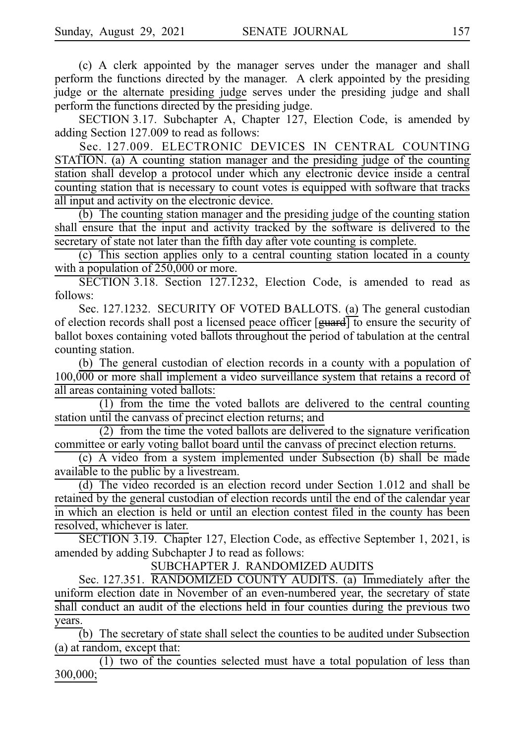(c) A clerk appointed by the manager serves under the manager and shall perform the functions directed by the manager. A clerk appointed by the presiding judge or the alternate presiding judge serves under the presiding judge and shall perform the functions directed by the presiding judge.

SECTION 3.17. Subchapter A, Chapter 127, Election Code, is amended by adding Section 127.009 to read as follows:

Sec. 127.009. ELECTRONIC DEVICES IN CENTRAL COUNTING STATION. (a) A counting station manager and the presiding judge of the counting station shall develop a protocol under which any electronic device inside a central counting station that is necessary to count votes is equipped with software that tracks all input and activity on the electronic device.

(b) The counting station manager and the presiding judge of the counting station shall ensure that the input and activity tracked by the software is delivered to the secretary of state not later than the fifth day after vote counting is complete.

(c) This section applies only to a central counting station located in a county with a population of 250,000 or more.

SECTION 3.18. Section 127.1232, Election Code, is amended to read as follows:

Sec. 127.1232. SECURITY OF VOTED BALLOTS. (a) The general custodian of election records shall post a licensed peace officer [~~guard~~] to ensure the security of ballot boxes containing voted ballots throughout the period of tabulation at the central counting station.

(b) The general custodian of election records in a county with a population of 100,000 or more shall implement a video surveillance system that retains a record of all areas containing voted ballots:

(1) from the time the voted ballots are delivered to the central counting station until the canvass of precinct election returns; and

(2) from the time the voted ballots are delivered to the signature verification committee or early voting ballot board until the canvass of precinct election returns.

(c) A video from a system implemented under Subsection (b) shall be made available to the public by a livestream.

(d) The video recorded is an election record under Section 1.012 and shall be retained by the general custodian of election records until the end of the calendar year in which an election is held or until an election contest filed in the county has been resolved, whichever is later.

SECTION 3.19. Chapter 127, Election Code, as effective September 1, 2021, is amended by adding Subchapter J to read as follows:

SUBCHAPTER J. RANDOMIZED AUDITS

Sec. 127.351. RANDOMIZED COUNTY AUDITS. (a) Immediately after the uniform election date in November of an even-numbered year, the secretary of state shall conduct an audit of the elections held in four counties during the previous two years.

(b) The secretary of state shall select the counties to be audited under Subsection (a) at random, except that:

(1) two of the counties selected must have a total population of less than 300,000;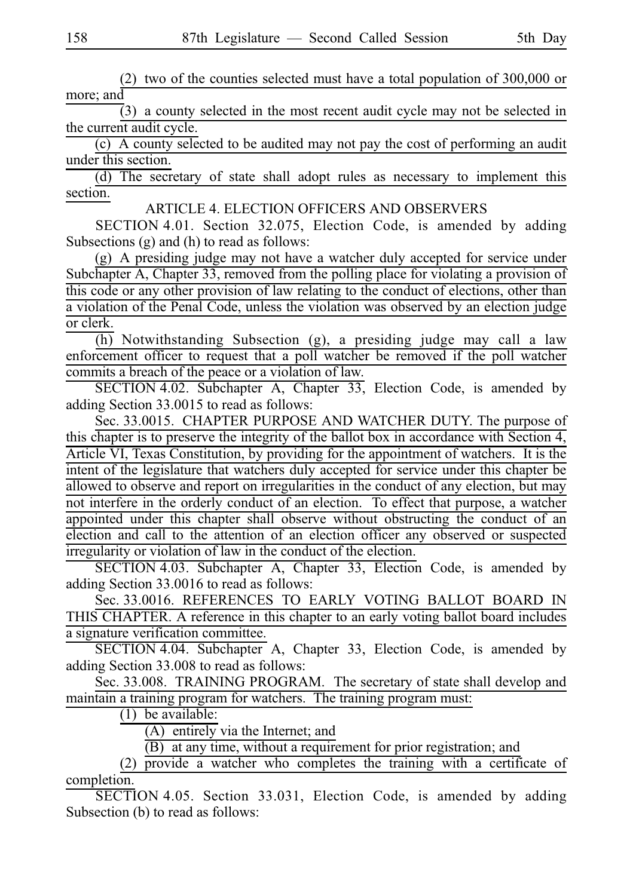(2) two of the counties selected must have a total population of 300,000 or more; and

(3) a county selected in the most recent audit cycle may not be selected in the current audit cycle.

(c) A county selected to be audited may not pay the cost of performing an audit under this section.

(d) The secretary of state shall adopt rules as necessary to implement this section.

ARTICLE 4. ELECTION OFFICERS AND OBSERVERS

SECTION 4.01. Section 32.075, Election Code, is amended by adding Subsections (g) and (h) to read as follows:

(g) A presiding judge may not have a watcher duly accepted for service under Subchapter A, Chapter 33, removed from the polling place for violating a provision of this code or any other provision of law relating to the conduct of elections, other than a violation of the Penal Code, unless the violation was observed by an election judge or clerk.

(h) Notwithstanding Subsection (g), a presiding judge may call a law enforcement officer to request that a poll watcher be removed if the poll watcher commits a breach of the peace or a violation of law.

SECTION 4.02. Subchapter A, Chapter 33, Election Code, is amended by adding Section 33.0015 to read as follows:

Sec. 33.0015. CHAPTER PURPOSE AND WATCHER DUTY. The purpose of this chapter is to preserve the integrity of the ballot box in accordance with Section 4, Article VI, Texas Constitution, by providing for the appointment of watchers. It is the intent of the legislature that watchers duly accepted for service under this chapter be allowed to observe and report on irregularities in the conduct of any election, but may not interfere in the orderly conduct of an election. To effect that purpose, a watcher appointed under this chapter shall observe without obstructing the conduct of an election and call to the attention of an election officer any observed or suspected irregularity or violation of law in the conduct of the election.

SECTION 4.03. Subchapter A, Chapter 33, Election Code, is amended by adding Section 33.0016 to read as follows:

Sec. 33.0016. REFERENCES TO EARLY VOTING BALLOT BOARD IN THIS CHAPTER. A reference in this chapter to an early voting ballot board includes a signature verification committee.

SECTION 4.04. Subchapter A, Chapter 33, Election Code, is amended by adding Section 33.008 to read as follows:

Sec. 33.008. TRAINING PROGRAM. The secretary of state shall develop and maintain a training program for watchers. The training program must:

(1) be available:

(A) entirely via the Internet; and

(B) at any time, without a requirement for prior registration; and

(2) provide a watcher who completes the training with a certificate of completion.

SECTION 4.05. Section 33.031, Election Code, is amended by adding Subsection (b) to read as follows: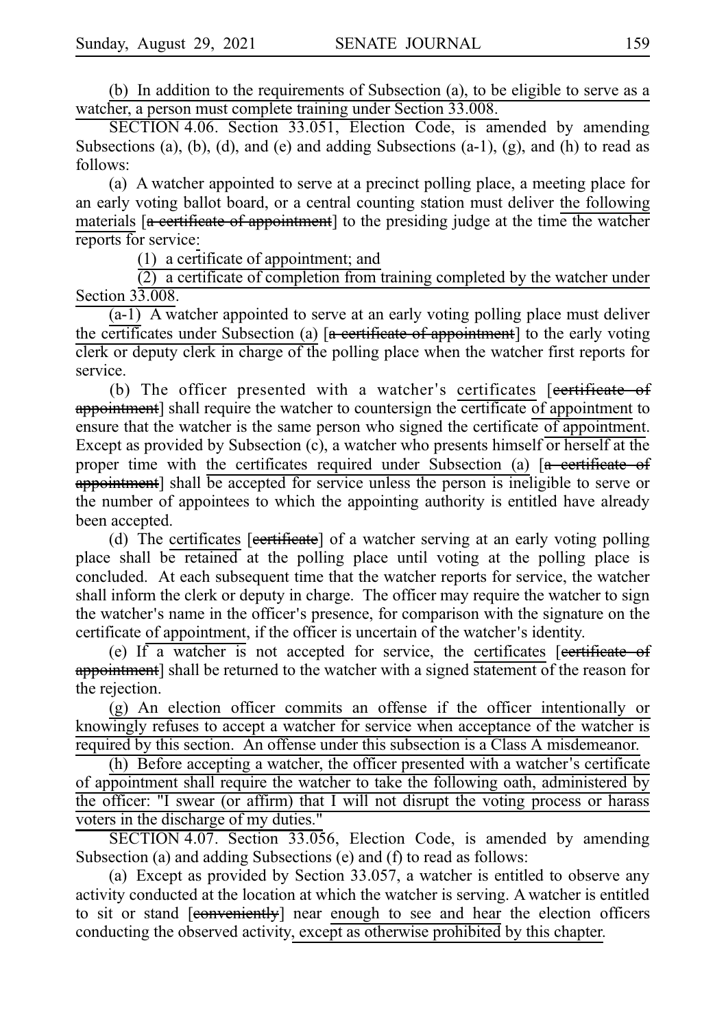(b) In addition to the requirements of Subsection (a), to be eligible to serve as a watcher, a person must complete training under Section 33.008.

SECTION 4.06. Section 33.051, Election Code, is amended by amending Subsections (a), (b), (d), and (e) and adding Subsections (a-1), (g), and (h) to read as follows:

(a) A watcher appointed to serve at a precinct polling place, a meeting place for an early voting ballot board, or a central counting station must deliver the following materials [a certificate of appointment] to the presiding judge at the time the watcher reports for service:

(1) a certificate of appointment; and

(2) a certificate of completion from training completed by the watcher under Section 33.008.

(a-1) A watcher appointed to serve at an early voting polling place must deliver the certificates under Subsection (a) [a certificate of appointment] to the early voting clerk or deputy clerk in charge of the polling place when the watcher first reports for service.

(b) The officer presented with a watcher's certificates [certificate of appointment] shall require the watcher to countersign the certificate of appointment to ensure that the watcher is the same person who signed the certificate of appointment. Except as provided by Subsection (c), a watcher who presents himself or herself at the proper time with the certificates required under Subsection (a) [a certificate of appointment] shall be accepted for service unless the person is ineligible to serve or the number of appointees to which the appointing authority is entitled have already been accepted.

(d) The certificates [certificate] of a watcher serving at an early voting polling place shall be retained at the polling place until voting at the polling place is concluded. At each subsequent time that the watcher reports for service, the watcher shall inform the clerk or deputy in charge. The officer may require the watcher to sign the watcher's name in the officer's presence, for comparison with the signature on the certificate of appointment, if the officer is uncertain of the watcher's identity.

(e) If a watcher is not accepted for service, the certificates [certificate of appointment] shall be returned to the watcher with a signed statement of the reason for the rejection.

(g) An election officer commits an offense if the officer intentionally or knowingly refuses to accept a watcher for service when acceptance of the watcher is required by this section. An offense under this subsection is a Class A misdemeanor.

(h) Before accepting a watcher, the officer presented with a watcher's certificate of appointment shall require the watcher to take the following oath, administered by the officer: "I swear (or affirm) that I will not disrupt the voting process or harass voters in the discharge of my duties."

SECTION 4.07. Section 33.056, Election Code, is amended by amending Subsection (a) and adding Subsections (e) and (f) to read as follows:

(a) Except as provided by Section 33.057, a watcher is entitled to observe any activity conducted at the location at which the watcher is serving. A watcher is entitled to sit or stand [conveniently] near enough to see and hear the election officers conducting the observed activity, except as otherwise prohibited by this chapter.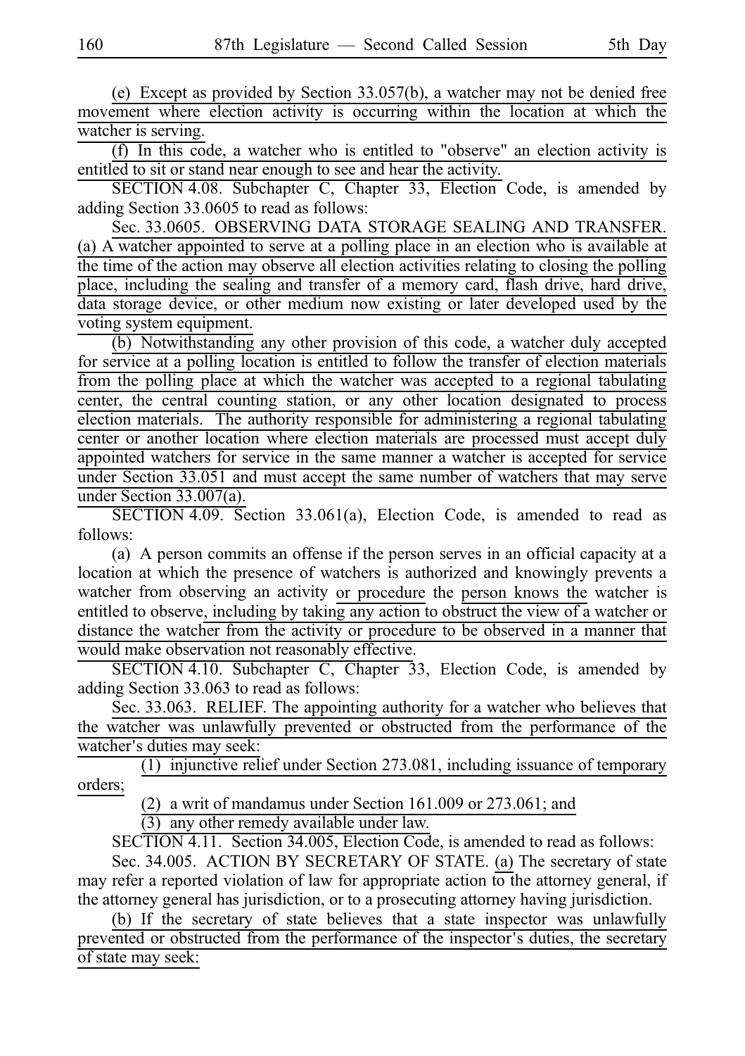(e) Except as provided by Section 33.057(b), a watcher may not be denied free movement where election activity is occurring within the location at which the watcher is serving.

(f) In this code, a watcher who is entitled to "observe" an election activity is entitled to sit or stand near enough to see and hear the activity.

SECTION 4.08. Subchapter C, Chapter 33, Election Code, is amended by adding Section 33.0605 to read as follows:

Sec. 33.0605. OBSERVING DATA STORAGE SEALING AND TRANSFER. (a) A watcher appointed to serve at a polling place in an election who is available at the time of the action may observe all election activities relating to closing the polling place, including the sealing and transfer of a memory card, flash drive, hard drive, data storage device, or other medium now existing or later developed used by the voting system equipment.

(b) Notwithstanding any other provision of this code, a watcher duly accepted for service at a polling location is entitled to follow the transfer of election materials from the polling place at which the watcher was accepted to a regional tabulating center, the central counting station, or any other location designated to process election materials. The authority responsible for administering a regional tabulating center or another location where election materials are processed must accept duly appointed watchers for service in the same manner a watcher is accepted for service under Section 33.051 and must accept the same number of watchers that may serve under Section 33.007(a).

SECTION 4.09. Section 33.061(a), Election Code, is amended to read as follows:

(a) A person commits an offense if the person serves in an official capacity at a location at which the presence of watchers is authorized and knowingly prevents a watcher from observing an activity or procedure the person knows the watcher is entitled to observe, including by taking any action to obstruct the view of a watcher or distance the watcher from the activity or procedure to be observed in a manner that would make observation not reasonably effective.

SECTION 4.10. Subchapter C, Chapter 33, Election Code, is amended by adding Section 33.063 to read as follows:

Sec. 33.063. RELIEF. The appointing authority for a watcher who believes that the watcher was unlawfully prevented or obstructed from the performance of the watcher's duties may seek:

(1) injunctive relief under Section 273.081, including issuance of temporary orders;

(2) a writ of mandamus under Section 161.009 or 273.061; and

(3) any other remedy available under law.

SECTION 4.11. Section 34.005, Election Code, is amended to read as follows:

Sec. 34.005. ACTION BY SECRETARY OF STATE. (a) The secretary of state may refer a reported violation of law for appropriate action to the attorney general, if the attorney general has jurisdiction, or to a prosecuting attorney having jurisdiction.

(b) If the secretary of state believes that a state inspector was unlawfully prevented or obstructed from the performance of the inspector's duties, the secretary of state may seek: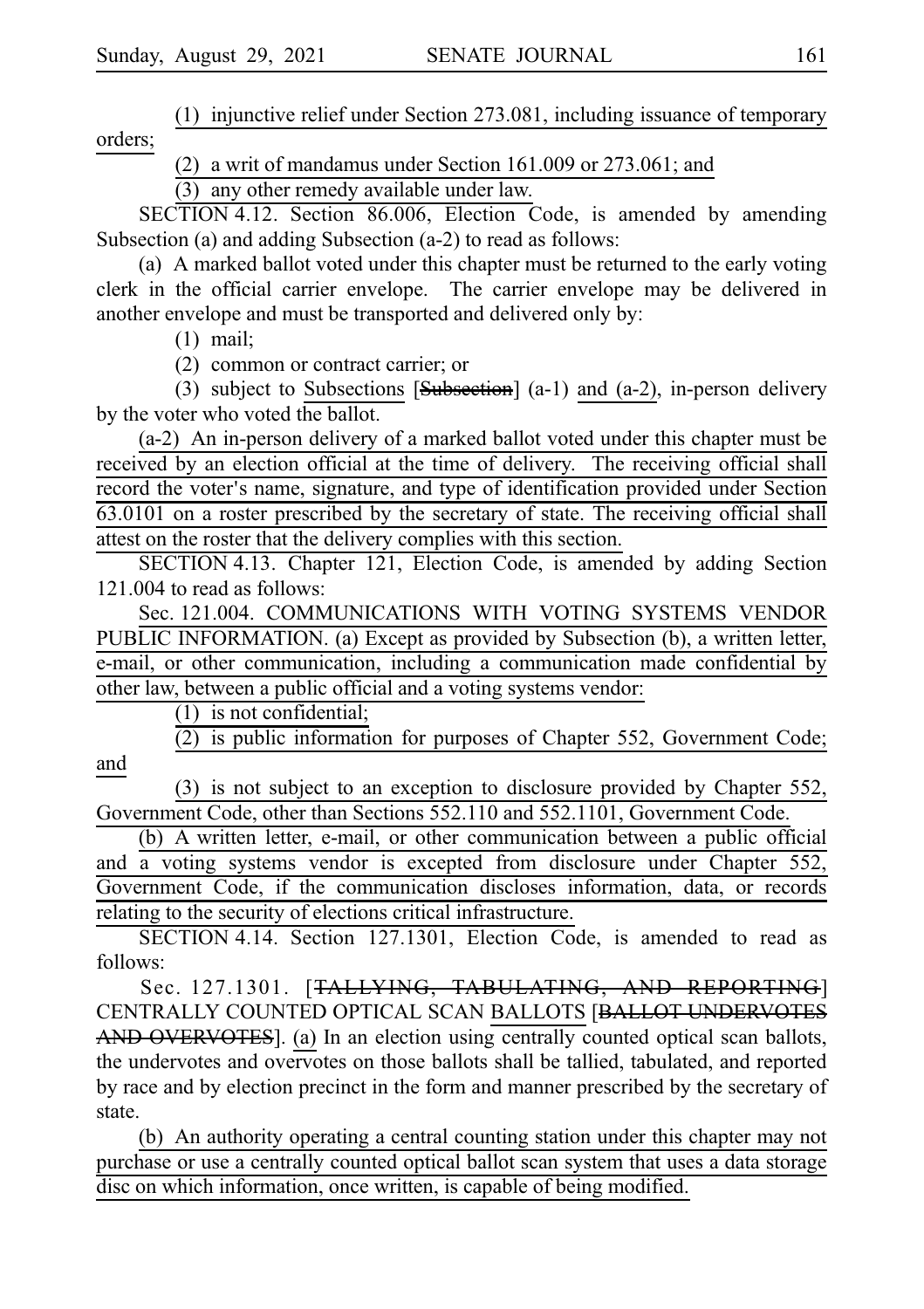(1) injunctive relief under Section 273.081, including issuance of temporary orders;

(2) a writ of mandamus under Section 161.009 or 273.061; and

(3) any other remedy available under law.

SECTION 4.12. Section 86.006, Election Code, is amended by amending Subsection (a) and adding Subsection (a-2) to read as follows:

(a) A marked ballot voted under this chapter must be returned to the early voting clerk in the official carrier envelope. The carrier envelope may be delivered in another envelope and must be transported and delivered only by:

(1) mail;

(2) common or contract carrier; or

(3) subject to Subsections [~~Subsection~~] (a-1) and (a-2), in-person delivery by the voter who voted the ballot.

(a-2) An in-person delivery of a marked ballot voted under this chapter must be received by an election official at the time of delivery. The receiving official shall record the voter's name, signature, and type of identification provided under Section 63.0101 on a roster prescribed by the secretary of state. The receiving official shall attest on the roster that the delivery complies with this section.

SECTION 4.13. Chapter 121, Election Code, is amended by adding Section 121.004 to read as follows:

Sec. 121.004. COMMUNICATIONS WITH VOTING SYSTEMS VENDOR PUBLIC INFORMATION. (a) Except as provided by Subsection (b), a written letter, e-mail, or other communication, including a communication made confidential by other law, between a public official and a voting systems vendor:

(1) is not confidential;

(2) is public information for purposes of Chapter 552, Government Code; and

(3) is not subject to an exception to disclosure provided by Chapter 552, Government Code, other than Sections 552.110 and 552.1101, Government Code.

(b) A written letter, e-mail, or other communication between a public official and a voting systems vendor is excepted from disclosure under Chapter 552, Government Code, if the communication discloses information, data, or records relating to the security of elections critical infrastructure.

SECTION 4.14. Section 127.1301, Election Code, is amended to read as follows:

Sec. 127.1301. [~~TALLYING, TABULATING, AND REPORTING~~] CENTRALLY COUNTED OPTICAL SCAN BALLOTS [~~BALLOT UNDERVOTES AND OVERVOTES~~]. (a) In an election using centrally counted optical scan ballots, the undervotes and overvotes on those ballots shall be tallied, tabulated, and reported by race and by election precinct in the form and manner prescribed by the secretary of state.

(b) An authority operating a central counting station under this chapter may not purchase or use a centrally counted optical ballot scan system that uses a data storage disc on which information, once written, is capable of being modified.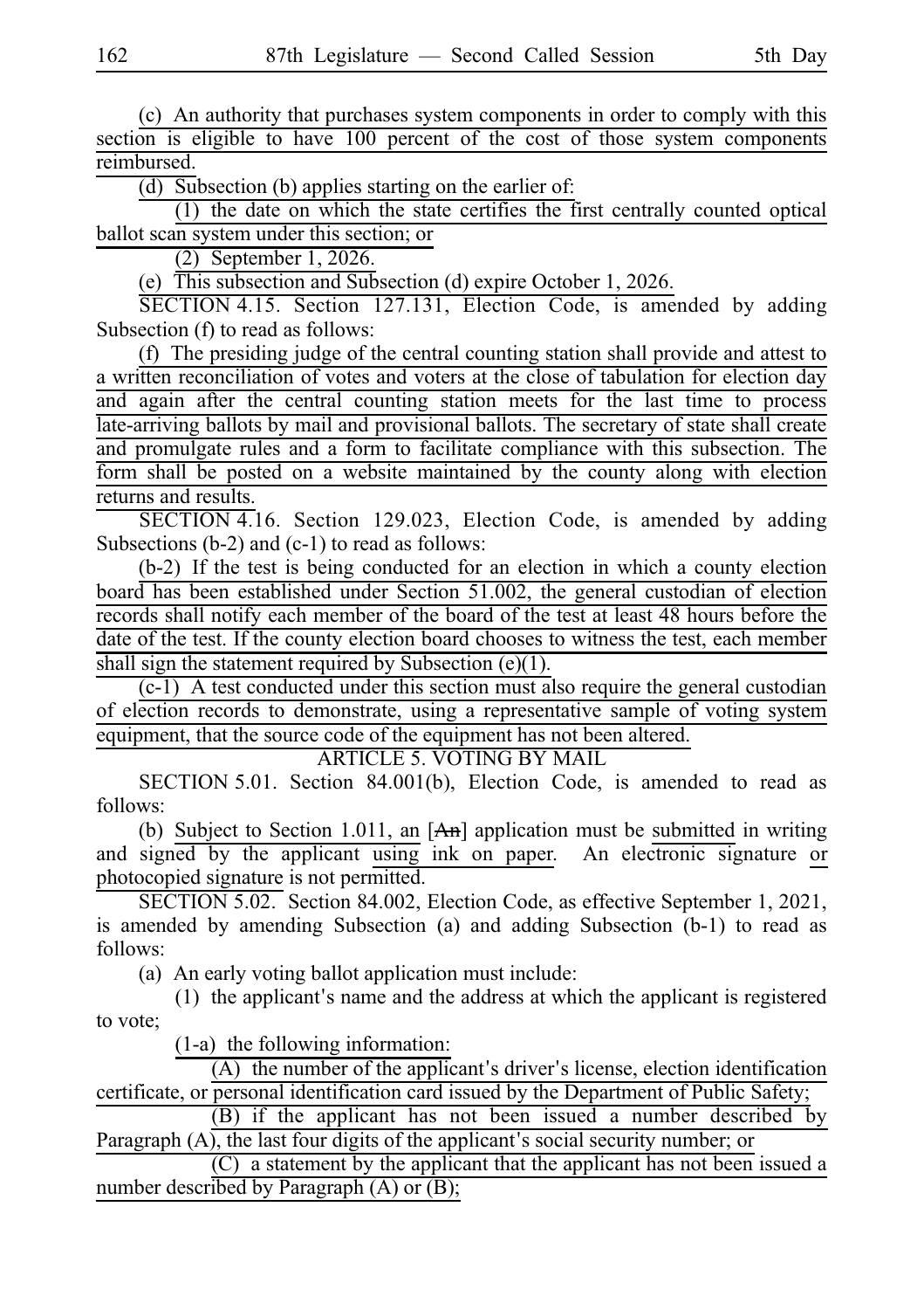(c) An authority that purchases system components in order to comply with this section is eligible to have 100 percent of the cost of those system components reimbursed.

(d) Subsection (b) applies starting on the earlier of:

(1) the date on which the state certifies the first centrally counted optical ballot scan system under this section; or

(2) September 1, 2026.

(e) This subsection and Subsection (d) expire October 1, 2026.

SECTION 4.15. Section 127.131, Election Code, is amended by adding Subsection (f) to read as follows:

(f) The presiding judge of the central counting station shall provide and attest to a written reconciliation of votes and voters at the close of tabulation for election day and again after the central counting station meets for the last time to process late-arriving ballots by mail and provisional ballots. The secretary of state shall create and promulgate rules and a form to facilitate compliance with this subsection. The form shall be posted on a website maintained by the county along with election returns and results.

SECTION 4.16. Section 129.023, Election Code, is amended by adding Subsections (b-2) and (c-1) to read as follows:

(b-2) If the test is being conducted for an election in which a county election board has been established under Section 51.002, the general custodian of election records shall notify each member of the board of the test at least 48 hours before the date of the test. If the county election board chooses to witness the test, each member shall sign the statement required by Subsection (e)(1).

(c-1) A test conducted under this section must also require the general custodian of election records to demonstrate, using a representative sample of voting system equipment, that the source code of the equipment has not been altered.

## ARTICLE 5. VOTING BY MAIL

SECTION 5.01. Section 84.001(b), Election Code, is amended to read as follows:

(b) Subject to Section 1.011, an [~~An~~] application must be submitted in writing and signed by the applicant using ink on paper. An electronic signature or photocopied signature is not permitted.

SECTION 5.02. Section 84.002, Election Code, as effective September 1, 2021, is amended by amending Subsection (a) and adding Subsection (b-1) to read as follows:

(a) An early voting ballot application must include:

(1) the applicant's name and the address at which the applicant is registered to vote;

(1-a) the following information:

(A) the number of the applicant's driver's license, election identification certificate, or personal identification card issued by the Department of Public Safety;

(B) if the applicant has not been issued a number described by Paragraph (A), the last four digits of the applicant's social security number; or

(C) a statement by the applicant that the applicant has not been issued a number described by Paragraph (A) or (B);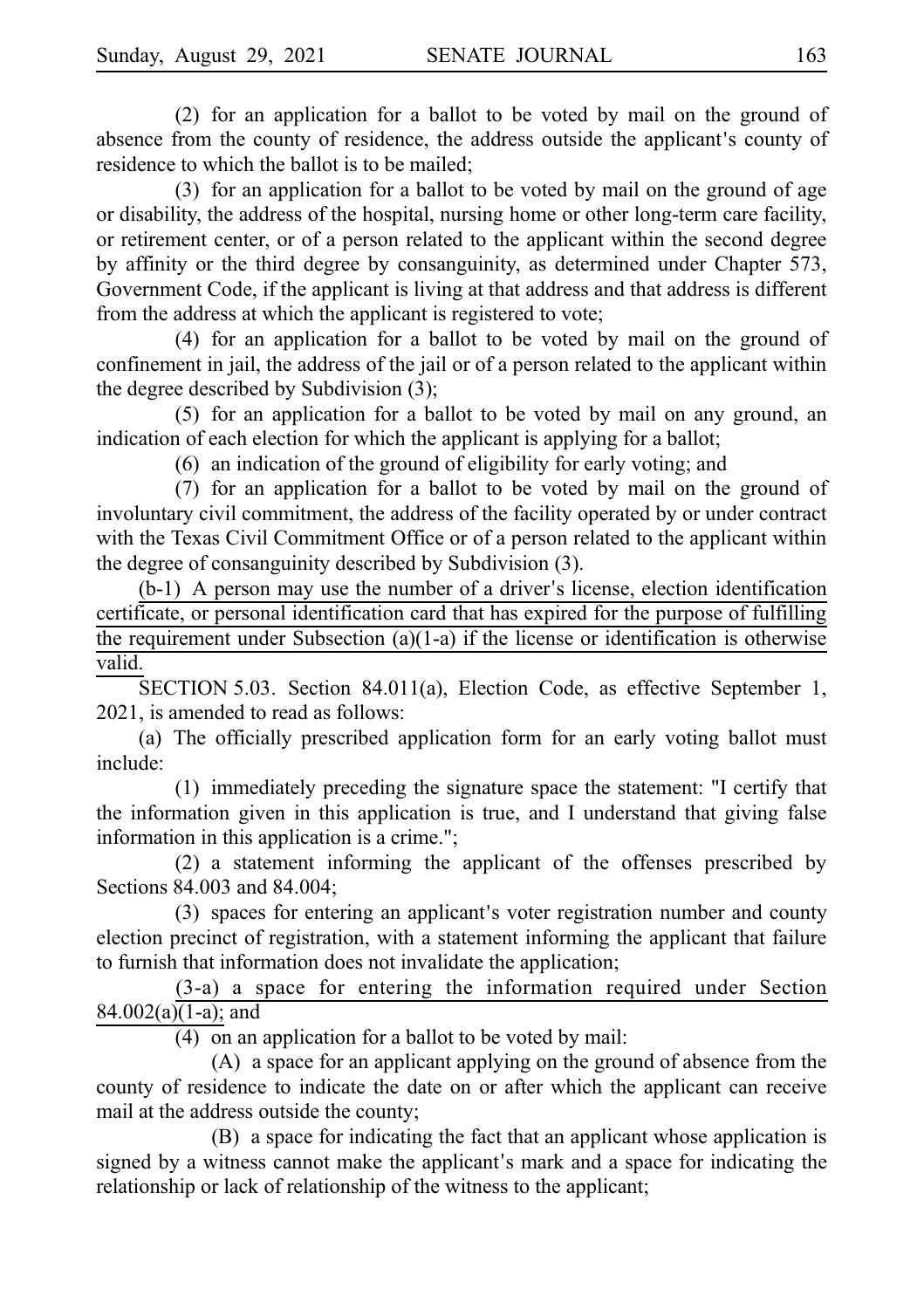(2) for an application for a ballot to be voted by mail on the ground of absence from the county of residence, the address outside the applicant's county of residence to which the ballot is to be mailed;

(3) for an application for a ballot to be voted by mail on the ground of age or disability, the address of the hospital, nursing home or other long-term care facility, or retirement center, or of a person related to the applicant within the second degree by affinity or the third degree by consanguinity, as determined under Chapter 573, Government Code, if the applicant is living at that address and that address is different from the address at which the applicant is registered to vote;

(4) for an application for a ballot to be voted by mail on the ground of confinement in jail, the address of the jail or of a person related to the applicant within the degree described by Subdivision (3);

(5) for an application for a ballot to be voted by mail on any ground, an indication of each election for which the applicant is applying for a ballot;

(6) an indication of the ground of eligibility for early voting; and

(7) for an application for a ballot to be voted by mail on the ground of involuntary civil commitment, the address of the facility operated by or under contract with the Texas Civil Commitment Office or of a person related to the applicant within the degree of consanguinity described by Subdivision (3).

(b-1) A person may use the number of a driver's license, election identification certificate, or personal identification card that has expired for the purpose of fulfilling the requirement under Subsection (a)(1-a) if the license or identification is otherwise valid.

SECTION 5.03. Section 84.011(a), Election Code, as effective September 1, 2021, is amended to read as follows:

(a) The officially prescribed application form for an early voting ballot must include:

(1) immediately preceding the signature space the statement: "I certify that the information given in this application is true, and I understand that giving false information in this application is a crime.";

(2) a statement informing the applicant of the offenses prescribed by Sections 84.003 and 84.004;

(3) spaces for entering an applicant's voter registration number and county election precinct of registration, with a statement informing the applicant that failure to furnish that information does not invalidate the application;

(3-a) a space for entering the information required under Section 84.002(a)(1-a); and

(4) on an application for a ballot to be voted by mail:

(A) a space for an applicant applying on the ground of absence from the county of residence to indicate the date on or after which the applicant can receive mail at the address outside the county;

(B) a space for indicating the fact that an applicant whose application is signed by a witness cannot make the applicant's mark and a space for indicating the relationship or lack of relationship of the witness to the applicant;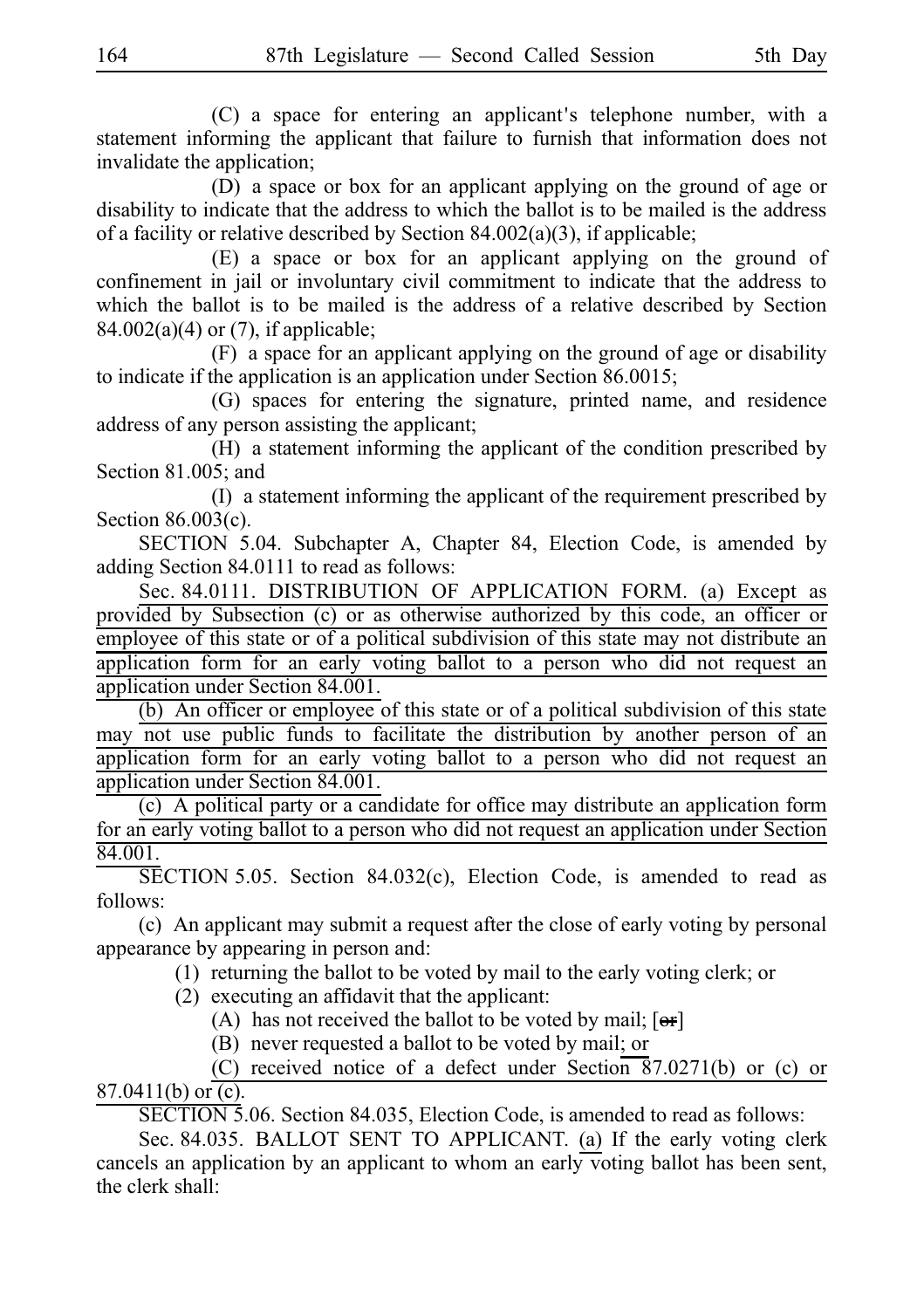(C) a space for entering an applicant's telephone number, with a statement informing the applicant that failure to furnish that information does not invalidate the application;

(D) a space or box for an applicant applying on the ground of age or disability to indicate that the address to which the ballot is to be mailed is the address of a facility or relative described by Section 84.002(a)(3), if applicable;

(E) a space or box for an applicant applying on the ground of confinement in jail or involuntary civil commitment to indicate that the address to which the ballot is to be mailed is the address of a relative described by Section 84.002(a)(4) or (7), if applicable;

(F) a space for an applicant applying on the ground of age or disability to indicate if the application is an application under Section 86.0015;

(G) spaces for entering the signature, printed name, and residence address of any person assisting the applicant;

(H) a statement informing the applicant of the condition prescribed by Section 81.005; and

(I) a statement informing the applicant of the requirement prescribed by Section 86.003(c).

SECTION 5.04. Subchapter A, Chapter 84, Election Code, is amended by adding Section 84.0111 to read as follows:

Sec. 84.0111. DISTRIBUTION OF APPLICATION FORM. (a) Except as provided by Subsection (c) or as otherwise authorized by this code, an officer or employee of this state or of a political subdivision of this state may not distribute an application form for an early voting ballot to a person who did not request an application under Section 84.001.

(b) An officer or employee of this state or of a political subdivision of this state may not use public funds to facilitate the distribution by another person of an application form for an early voting ballot to a person who did not request an application under Section 84.001.

(c) A political party or a candidate for office may distribute an application form for an early voting ballot to a person who did not request an application under Section 84.001.

SECTION 5.05. Section 84.032(c), Election Code, is amended to read as follows:

(c) An applicant may submit a request after the close of early voting by personal appearance by appearing in person and:

(1) returning the ballot to be voted by mail to the early voting clerk; or

(2) executing an affidavit that the applicant:

(A) has not received the ballot to be voted by mail; [~~or~~]

(B) never requested a ballot to be voted by mail; or

(C) received notice of a defect under Section 87.0271(b) or (c) or 87.0411(b) or (c).

SECTION 5.06. Section 84.035, Election Code, is amended to read as follows:

Sec. 84.035. BALLOT SENT TO APPLICANT. (a) If the early voting clerk cancels an application by an applicant to whom an early voting ballot has been sent, the clerk shall: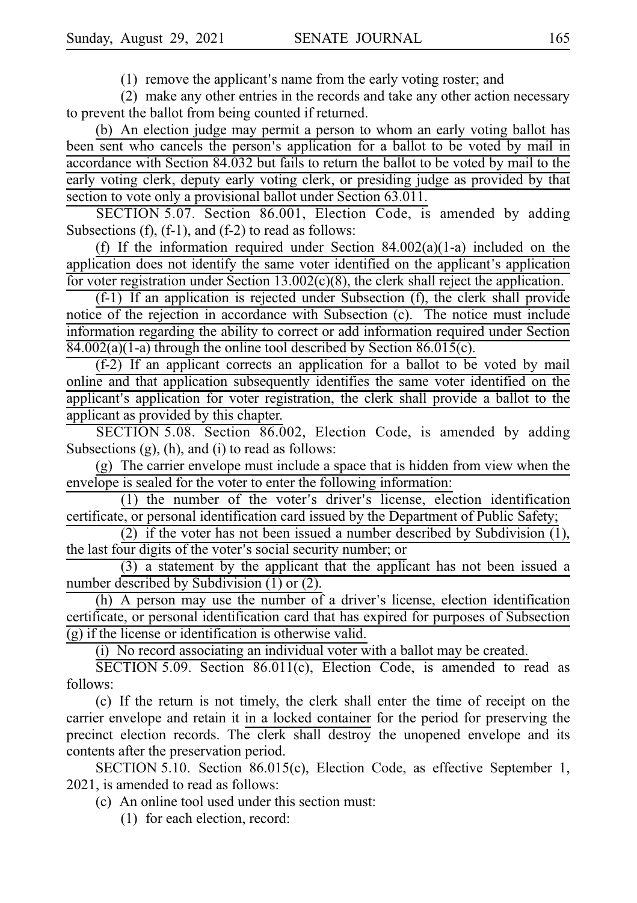(1) remove the applicant's name from the early voting roster; and

(2) make any other entries in the records and take any other action necessary to prevent the ballot from being counted if returned.

(b) An election judge may permit a person to whom an early voting ballot has been sent who cancels the person's application for a ballot to be voted by mail in accordance with Section 84.032 but fails to return the ballot to be voted by mail to the early voting clerk, deputy early voting clerk, or presiding judge as provided by that section to vote only a provisional ballot under Section 63.011.

SECTION 5.07. Section 86.001, Election Code, is amended by adding Subsections (f), (f-1), and (f-2) to read as follows:

(f) If the information required under Section 84.002(a)(1-a) included on the application does not identify the same voter identified on the applicant's application for voter registration under Section 13.002(c)(8), the clerk shall reject the application.

(f-1) If an application is rejected under Subsection (f), the clerk shall provide notice of the rejection in accordance with Subsection (c). The notice must include information regarding the ability to correct or add information required under Section 84.002(a)(1-a) through the online tool described by Section 86.015(c).

(f-2) If an applicant corrects an application for a ballot to be voted by mail online and that application subsequently identifies the same voter identified on the applicant's application for voter registration, the clerk shall provide a ballot to the applicant as provided by this chapter.

SECTION 5.08. Section 86.002, Election Code, is amended by adding Subsections (g), (h), and (i) to read as follows:

(g) The carrier envelope must include a space that is hidden from view when the envelope is sealed for the voter to enter the following information:

(1) the number of the voter's driver's license, election identification certificate, or personal identification card issued by the Department of Public Safety;

(2) if the voter has not been issued a number described by Subdivision (1), the last four digits of the voter's social security number; or

(3) a statement by the applicant that the applicant has not been issued a number described by Subdivision (1) or (2).

(h) A person may use the number of a driver's license, election identification certificate, or personal identification card that has expired for purposes of Subsection (g) if the license or identification is otherwise valid.

(i) No record associating an individual voter with a ballot may be created.

SECTION 5.09. Section 86.011(c), Election Code, is amended to read as follows:

(c) If the return is not timely, the clerk shall enter the time of receipt on the carrier envelope and retain it in a locked container for the period for preserving the precinct election records. The clerk shall destroy the unopened envelope and its contents after the preservation period.

SECTION 5.10. Section 86.015(c), Election Code, as effective September 1, 2021, is amended to read as follows:

(c) An online tool used under this section must:

(1) for each election, record: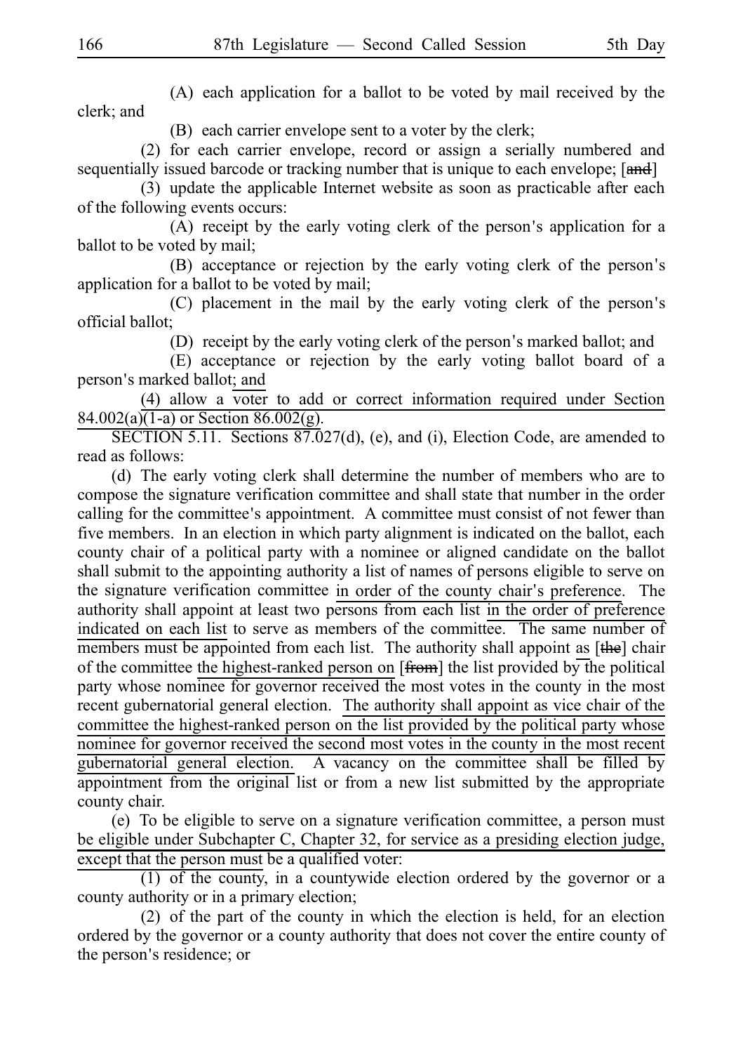(A) each application for a ballot to be voted by mail received by the clerk; and

(B) each carrier envelope sent to a voter by the clerk;

(2) for each carrier envelope, record or assign a serially numbered and sequentially issued barcode or tracking number that is unique to each envelope; [and]

(3) update the applicable Internet website as soon as practicable after each of the following events occurs:

(A) receipt by the early voting clerk of the person's application for a ballot to be voted by mail;

(B) acceptance or rejection by the early voting clerk of the person's application for a ballot to be voted by mail;

(C) placement in the mail by the early voting clerk of the person's official ballot;

(D) receipt by the early voting clerk of the person's marked ballot; and

(E) acceptance or rejection by the early voting ballot board of a person's marked ballot; and

(4) allow a voter to add or correct information required under Section 84.002(a)(1-a) or Section 86.002(g).

SECTION 5.11. Sections 87.027(d), (e), and (i), Election Code, are amended to read as follows:

(d) The early voting clerk shall determine the number of members who are to compose the signature verification committee and shall state that number in the order calling for the committee's appointment. A committee must consist of not fewer than five members. In an election in which party alignment is indicated on the ballot, each county chair of a political party with a nominee or aligned candidate on the ballot shall submit to the appointing authority a list of names of persons eligible to serve on the signature verification committee in order of the county chair's preference. The authority shall appoint at least two persons from each list in the order of preference indicated on each list to serve as members of the committee. The same number of members must be appointed from each list. The authority shall appoint as [the] chair of the committee the highest-ranked person on [from] the list provided by the political party whose nominee for governor received the most votes in the county in the most recent gubernatorial general election. The authority shall appoint as vice chair of the committee the highest-ranked person on the list provided by the political party whose nominee for governor received the second most votes in the county in the most recent gubernatorial general election. A vacancy on the committee shall be filled by appointment from the original list or from a new list submitted by the appropriate county chair.

(e) To be eligible to serve on a signature verification committee, a person must be eligible under Subchapter C, Chapter 32, for service as a presiding election judge, except that the person must be a qualified voter:

(1) of the county, in a countywide election ordered by the governor or a county authority or in a primary election;

(2) of the part of the county in which the election is held, for an election ordered by the governor or a county authority that does not cover the entire county of the person's residence; or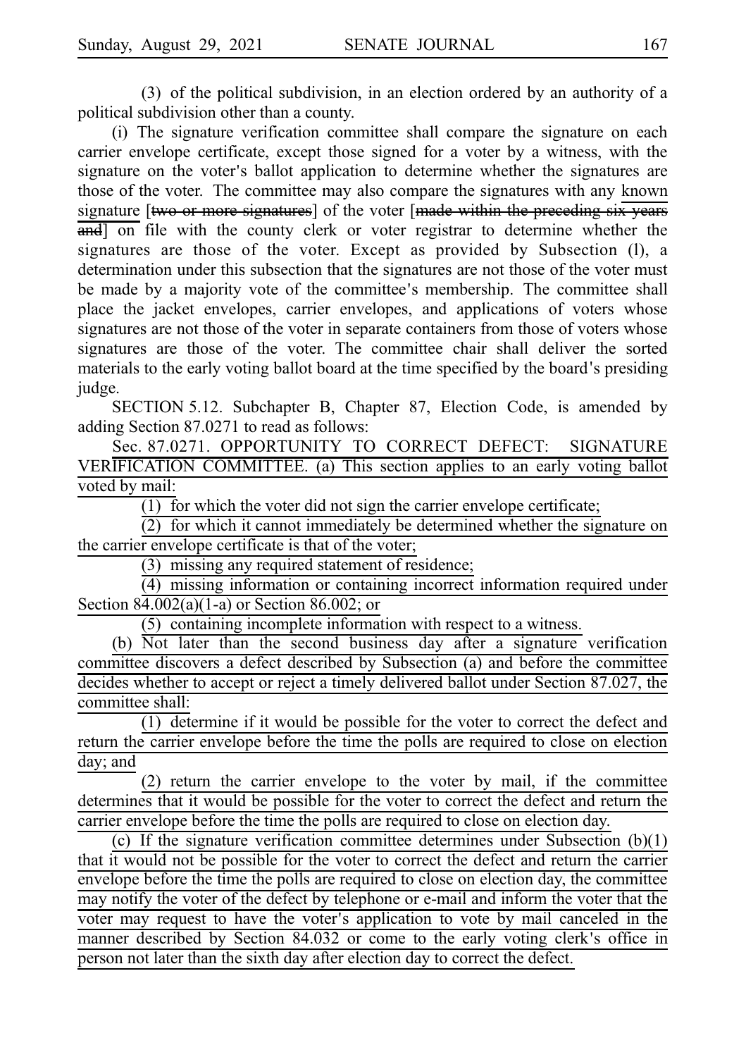(3) of the political subdivision, in an election ordered by an authority of a political subdivision other than a county.

(i) The signature verification committee shall compare the signature on each carrier envelope certificate, except those signed for a voter by a witness, with the signature on the voter's ballot application to determine whether the signatures are those of the voter. The committee may also compare the signatures with any known signature [~~two or more signatures~~] of the voter [~~made within the preceding six years and~~] on file with the county clerk or voter registrar to determine whether the signatures are those of the voter. Except as provided by Subsection (l), a determination under this subsection that the signatures are not those of the voter must be made by a majority vote of the committee's membership. The committee shall place the jacket envelopes, carrier envelopes, and applications of voters whose signatures are not those of the voter in separate containers from those of voters whose signatures are those of the voter. The committee chair shall deliver the sorted materials to the early voting ballot board at the time specified by the board's presiding judge.

SECTION 5.12. Subchapter B, Chapter 87, Election Code, is amended by adding Section 87.0271 to read as follows:

Sec. 87.0271. OPPORTUNITY TO CORRECT DEFECT: SIGNATURE VERIFICATION COMMITTEE. (a) This section applies to an early voting ballot voted by mail:

(1) for which the voter did not sign the carrier envelope certificate;

(2) for which it cannot immediately be determined whether the signature on the carrier envelope certificate is that of the voter;

(3) missing any required statement of residence;

(4) missing information or containing incorrect information required under Section 84.002(a)(1-a) or Section 86.002; or

(5) containing incomplete information with respect to a witness.

(b) Not later than the second business day after a signature verification committee discovers a defect described by Subsection (a) and before the committee decides whether to accept or reject a timely delivered ballot under Section 87.027, the committee shall:

(1) determine if it would be possible for the voter to correct the defect and return the carrier envelope before the time the polls are required to close on election day; and

(2) return the carrier envelope to the voter by mail, if the committee determines that it would be possible for the voter to correct the defect and return the carrier envelope before the time the polls are required to close on election day.

(c) If the signature verification committee determines under Subsection (b)(1) that it would not be possible for the voter to correct the defect and return the carrier envelope before the time the polls are required to close on election day, the committee may notify the voter of the defect by telephone or e-mail and inform the voter that the voter may request to have the voter's application to vote by mail canceled in the manner described by Section 84.032 or come to the early voting clerk's office in person not later than the sixth day after election day to correct the defect.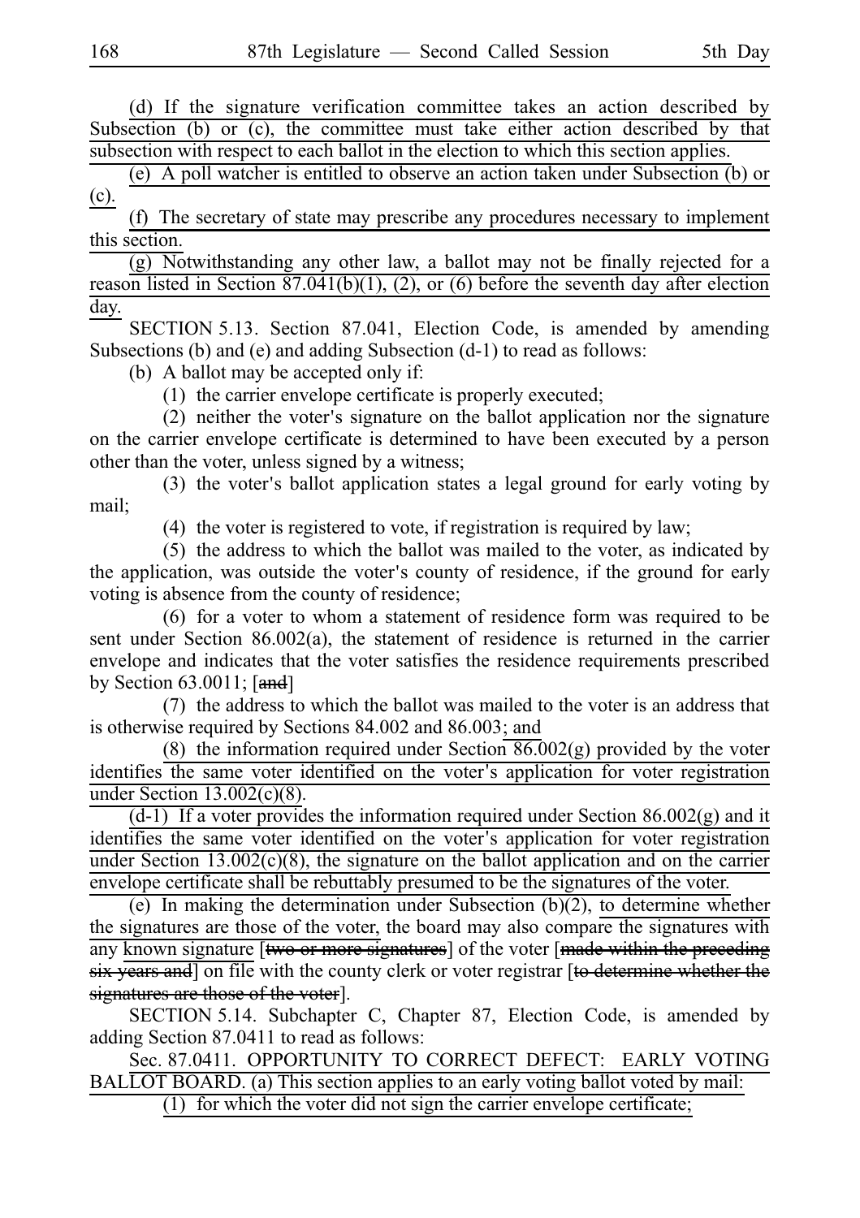(d) If the signature verification committee takes an action described by Subsection (b) or (c), the committee must take either action described by that subsection with respect to each ballot in the election to which this section applies.

(e) A poll watcher is entitled to observe an action taken under Subsection (b) or (c).

(f) The secretary of state may prescribe any procedures necessary to implement this section.

(g) Notwithstanding any other law, a ballot may not be finally rejected for a reason listed in Section 87.041(b)(1), (2), or (6) before the seventh day after election day.

SECTION 5.13. Section 87.041, Election Code, is amended by amending Subsections (b) and (e) and adding Subsection (d-1) to read as follows:

(b) A ballot may be accepted only if:

(1) the carrier envelope certificate is properly executed;

(2) neither the voter's signature on the ballot application nor the signature on the carrier envelope certificate is determined to have been executed by a person other than the voter, unless signed by a witness;

(3) the voter's ballot application states a legal ground for early voting by mail;

(4) the voter is registered to vote, if registration is required by law;

(5) the address to which the ballot was mailed to the voter, as indicated by the application, was outside the voter's county of residence, if the ground for early voting is absence from the county of residence;

(6) for a voter to whom a statement of residence form was required to be sent under Section 86.002(a), the statement of residence is returned in the carrier envelope and indicates that the voter satisfies the residence requirements prescribed by Section 63.0011; [~~and~~]

(7) the address to which the ballot was mailed to the voter is an address that is otherwise required by Sections 84.002 and 86.003; and

(8) the information required under Section 86.002(g) provided by the voter identifies the same voter identified on the voter's application for voter registration under Section 13.002(c)(8).

(d-1) If a voter provides the information required under Section 86.002(g) and it identifies the same voter identified on the voter's application for voter registration under Section 13.002(c)(8), the signature on the ballot application and on the carrier envelope certificate shall be rebuttably presumed to be the signatures of the voter.

(e) In making the determination under Subsection (b)(2), to determine whether the signatures are those of the voter, the board may also compare the signatures with any known signature [~~two or more signatures~~] of the voter [~~made within the preceding six years and~~] on file with the county clerk or voter registrar [~~to determine whether the signatures are those of the voter~~].

SECTION 5.14. Subchapter C, Chapter 87, Election Code, is amended by adding Section 87.0411 to read as follows:

Sec. 87.0411. OPPORTUNITY TO CORRECT DEFECT: EARLY VOTING BALLOT BOARD. (a) This section applies to an early voting ballot voted by mail:

(1) for which the voter did not sign the carrier envelope certificate;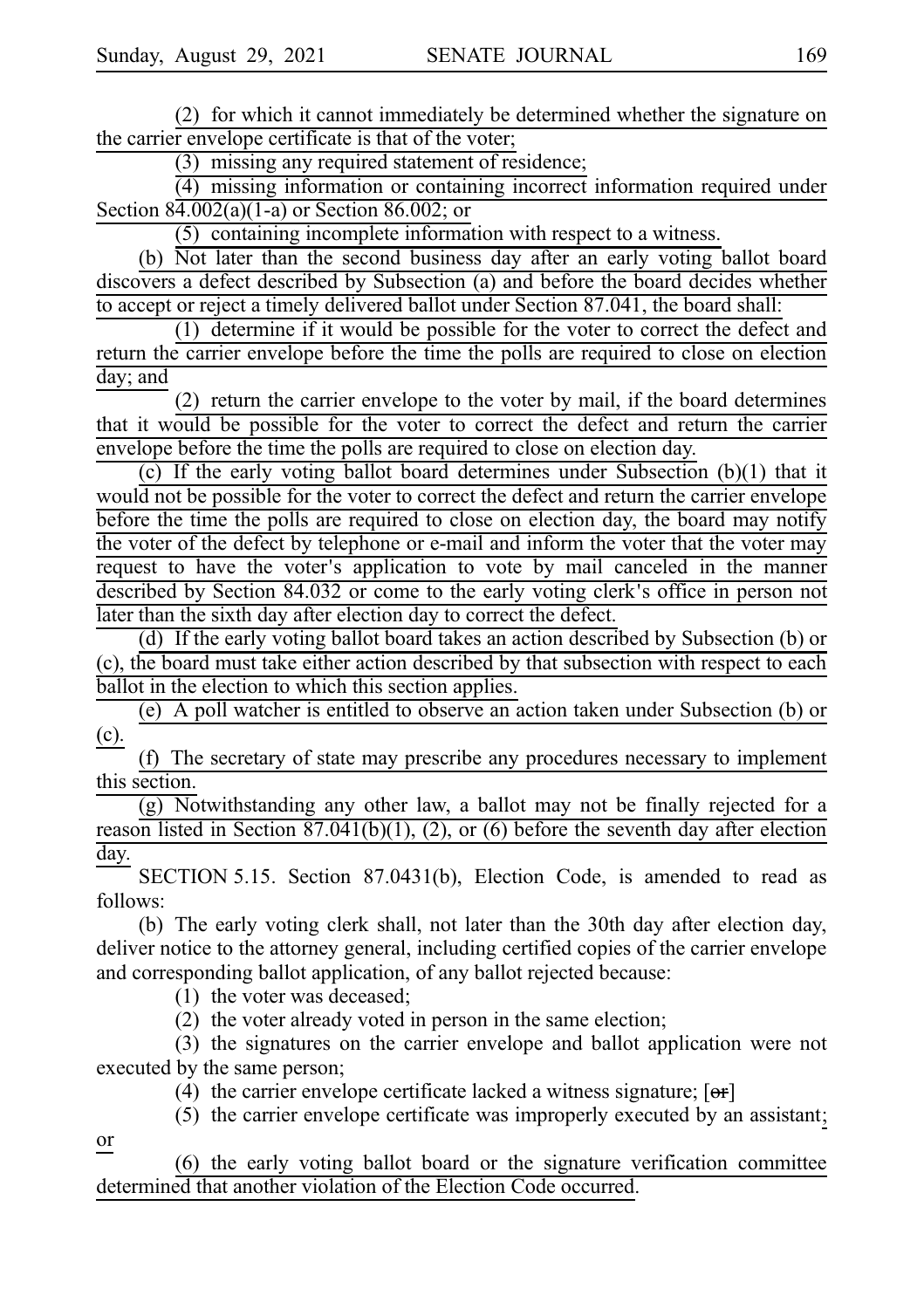(2) for which it cannot immediately be determined whether the signature on the carrier envelope certificate is that of the voter;

(3) missing any required statement of residence;

(4) missing information or containing incorrect information required under Section 84.002(a)(1-a) or Section 86.002; or

(5) containing incomplete information with respect to a witness.

(b) Not later than the second business day after an early voting ballot board discovers a defect described by Subsection (a) and before the board decides whether to accept or reject a timely delivered ballot under Section 87.041, the board shall:

(1) determine if it would be possible for the voter to correct the defect and return the carrier envelope before the time the polls are required to close on election day; and

(2) return the carrier envelope to the voter by mail, if the board determines that it would be possible for the voter to correct the defect and return the carrier envelope before the time the polls are required to close on election day.

(c) If the early voting ballot board determines under Subsection (b)(1) that it would not be possible for the voter to correct the defect and return the carrier envelope before the time the polls are required to close on election day, the board may notify the voter of the defect by telephone or e-mail and inform the voter that the voter may request to have the voter's application to vote by mail canceled in the manner described by Section 84.032 or come to the early voting clerk's office in person not later than the sixth day after election day to correct the defect.

(d) If the early voting ballot board takes an action described by Subsection (b) or (c), the board must take either action described by that subsection with respect to each ballot in the election to which this section applies.

(e) A poll watcher is entitled to observe an action taken under Subsection (b) or (c).

(f) The secretary of state may prescribe any procedures necessary to implement this section.

(g) Notwithstanding any other law, a ballot may not be finally rejected for a reason listed in Section 87.041(b)(1), (2), or (6) before the seventh day after election day.

SECTION 5.15. Section 87.0431(b), Election Code, is amended to read as follows:

(b) The early voting clerk shall, not later than the 30th day after election day, deliver notice to the attorney general, including certified copies of the carrier envelope and corresponding ballot application, of any ballot rejected because:

(1) the voter was deceased;

(2) the voter already voted in person in the same election;

(3) the signatures on the carrier envelope and ballot application were not executed by the same person;

(4) the carrier envelope certificate lacked a witness signature; [~~or~~]

(5) the carrier envelope certificate was improperly executed by an assistant; or

(6) the early voting ballot board or the signature verification committee determined that another violation of the Election Code occurred.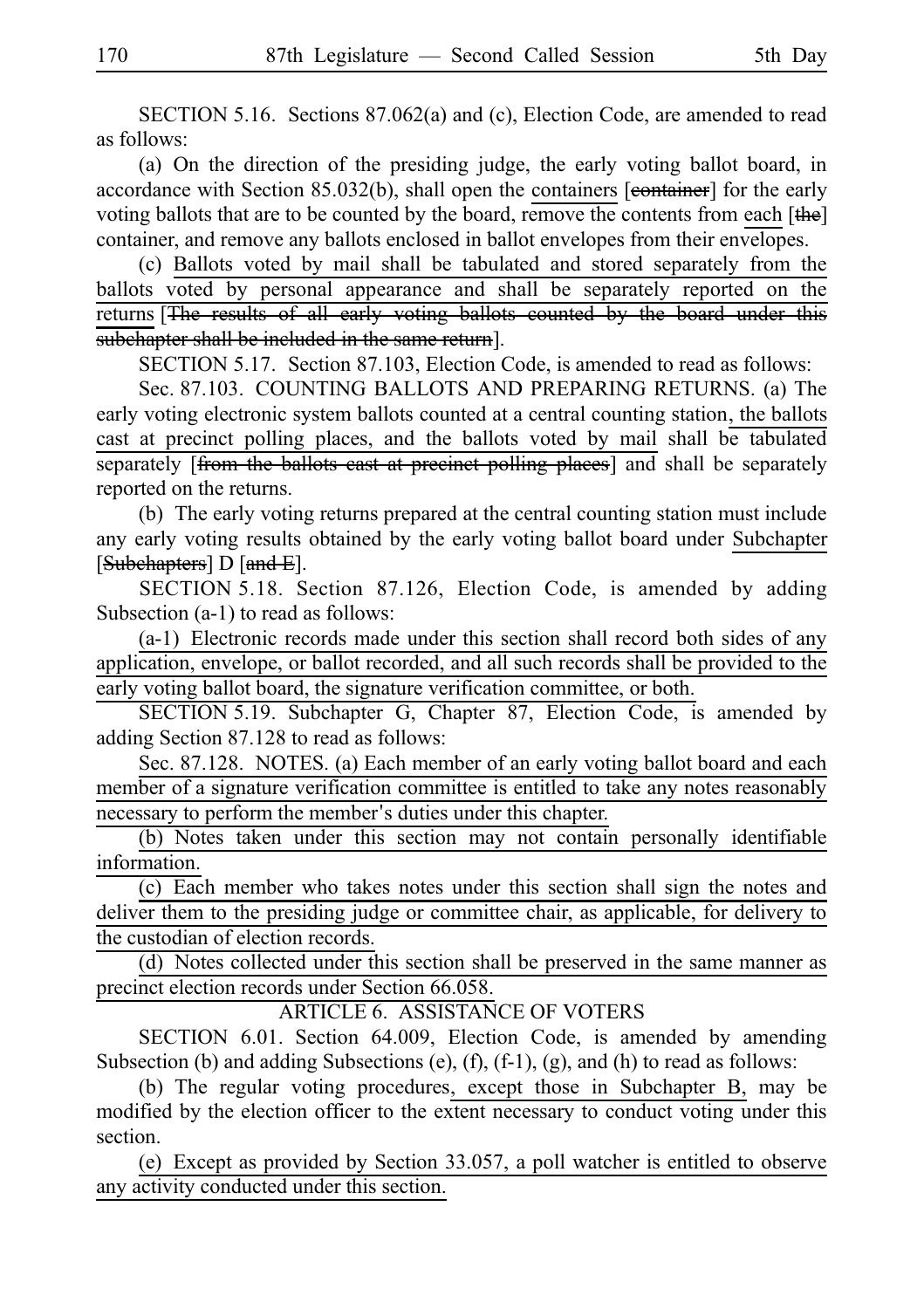SECTION 5.16. Sections 87.062(a) and (c), Election Code, are amended to read as follows:

(a) On the direction of the presiding judge, the early voting ballot board, in accordance with Section 85.032(b), shall open the <u>containers</u> [~~container~~] for the early voting ballots that are to be counted by the board, remove the contents from <u>each</u> [~~the~~] container, and remove any ballots enclosed in ballot envelopes from their envelopes.

(c) <u>Ballots voted by mail shall be tabulated and stored separately from the ballots voted by personal appearance and shall be separately reported on the returns</u> [~~The results of all early voting ballots counted by the board under this subchapter shall be included in the same return~~].

SECTION 5.17. Section 87.103, Election Code, is amended to read as follows:

Sec. 87.103. COUNTING BALLOTS AND PREPARING RETURNS. (a) The early voting electronic system ballots counted at a central counting station<u>, the ballots cast at precinct polling places, and the ballots voted by mail</u> shall be tabulated separately [~~from the ballots cast at precinct polling places~~] and shall be separately reported on the returns.

(b) The early voting returns prepared at the central counting station must include any early voting results obtained by the early voting ballot board under <u>Subchapter</u> [~~Subchapters~~] D [~~and E~~].

SECTION 5.18. Section 87.126, Election Code, is amended by adding Subsection (a-1) to read as follows:

<u>(a-1) Electronic records made under this section shall record both sides of any application, envelope, or ballot recorded, and all such records shall be provided to the early voting ballot board, the signature verification committee, or both.</u>

SECTION 5.19. Subchapter G, Chapter 87, Election Code, is amended by adding Section 87.128 to read as follows:

<u>Sec. 87.128. NOTES. (a) Each member of an early voting ballot board and each member of a signature verification committee is entitled to take any notes reasonably necessary to perform the member's duties under this chapter.</u>

<u>(b) Notes taken under this section may not contain personally identifiable information.</u>

<u>(c) Each member who takes notes under this section shall sign the notes and deliver them to the presiding judge or committee chair, as applicable, for delivery to the custodian of election records.</u>

<u>(d) Notes collected under this section shall be preserved in the same manner as precinct election records under Section 66.058.</u>

ARTICLE 6. ASSISTANCE OF VOTERS

SECTION 6.01. Section 64.009, Election Code, is amended by amending Subsection (b) and adding Subsections (e), (f), (f-1), (g), and (h) to read as follows:

(b) The regular voting procedures<u>, except those in Subchapter B,</u> may be modified by the election officer to the extent necessary to conduct voting under this section.

<u>(e) Except as provided by Section 33.057, a poll watcher is entitled to observe any activity conducted under this section.</u>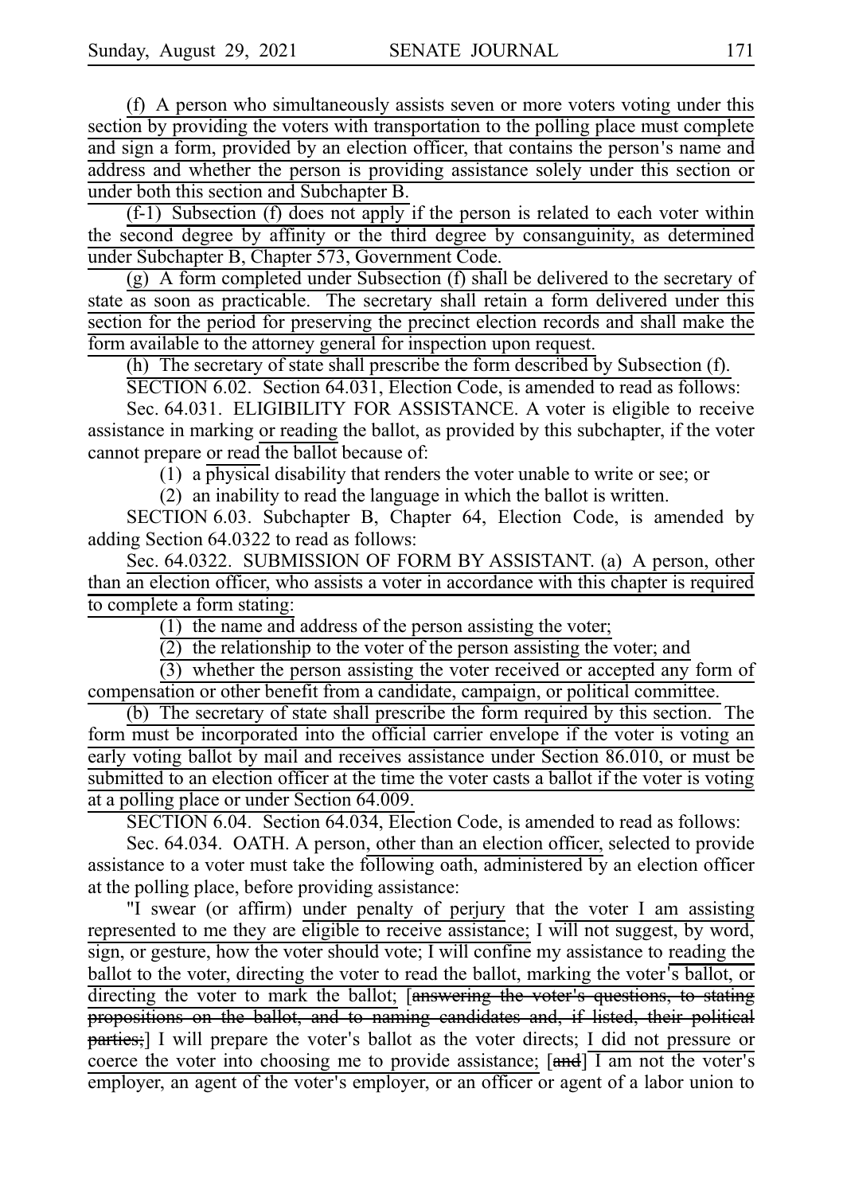(f) A person who simultaneously assists seven or more voters voting under this section by providing the voters with transportation to the polling place must complete and sign a form, provided by an election officer, that contains the person's name and address and whether the person is providing assistance solely under this section or under both this section and Subchapter B.

(f-1) Subsection (f) does not apply if the person is related to each voter within the second degree by affinity or the third degree by consanguinity, as determined under Subchapter B, Chapter 573, Government Code.

(g) A form completed under Subsection (f) shall be delivered to the secretary of state as soon as practicable. The secretary shall retain a form delivered under this section for the period for preserving the precinct election records and shall make the form available to the attorney general for inspection upon request.

(h) The secretary of state shall prescribe the form described by Subsection (f).

SECTION 6.02. Section 64.031, Election Code, is amended to read as follows:

Sec. 64.031. ELIGIBILITY FOR ASSISTANCE. A voter is eligible to receive assistance in marking or reading the ballot, as provided by this subchapter, if the voter cannot prepare or read the ballot because of:

(1) a physical disability that renders the voter unable to write or see; or

(2) an inability to read the language in which the ballot is written.

SECTION 6.03. Subchapter B, Chapter 64, Election Code, is amended by adding Section 64.0322 to read as follows:

Sec. 64.0322. SUBMISSION OF FORM BY ASSISTANT. (a) A person, other than an election officer, who assists a voter in accordance with this chapter is required to complete a form stating:

(1) the name and address of the person assisting the voter;

(2) the relationship to the voter of the person assisting the voter; and

(3) whether the person assisting the voter received or accepted any form of compensation or other benefit from a candidate, campaign, or political committee.

(b) The secretary of state shall prescribe the form required by this section. The form must be incorporated into the official carrier envelope if the voter is voting an early voting ballot by mail and receives assistance under Section 86.010, or must be submitted to an election officer at the time the voter casts a ballot if the voter is voting at a polling place or under Section 64.009.

SECTION 6.04. Section 64.034, Election Code, is amended to read as follows:

Sec. 64.034. OATH. A person, other than an election officer, selected to provide assistance to a voter must take the following oath, administered by an election officer at the polling place, before providing assistance:

"I swear (or affirm) under penalty of perjury that the voter I am assisting represented to me they are eligible to receive assistance; I will not suggest, by word, sign, or gesture, how the voter should vote; I will confine my assistance to reading the ballot to the voter, directing the voter to read the ballot, marking the voter's ballot, or directing the voter to mark the ballot; [~~answering the voter's questions, to stating propositions on the ballot, and to naming candidates and, if listed, their political parties;~~] I will prepare the voter's ballot as the voter directs; I did not pressure or coerce the voter into choosing me to provide assistance; [~~and~~] I am not the voter's employer, an agent of the voter's employer, or an officer or agent of a labor union to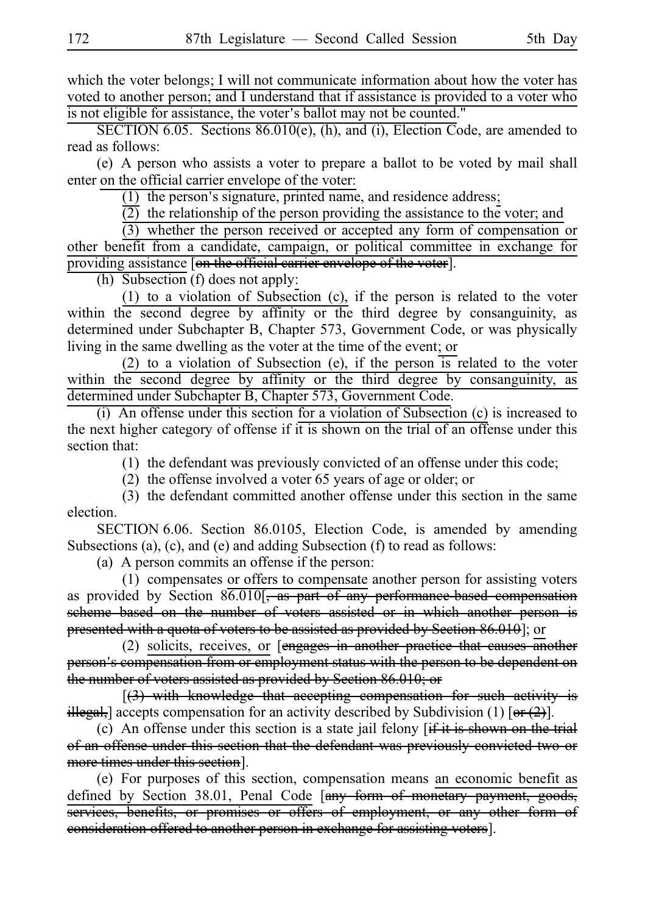which the voter belongs; I will not communicate information about how the voter has voted to another person; and I understand that if assistance is provided to a voter who is not eligible for assistance, the voter's ballot may not be counted."

SECTION 6.05. Sections 86.010(e), (h), and (i), Election Code, are amended to read as follows:

(e) A person who assists a voter to prepare a ballot to be voted by mail shall enter on the official carrier envelope of the voter:

(1) the person's signature, printed name, and residence address;

(2) the relationship of the person providing the assistance to the voter; and

(3) whether the person received or accepted any form of compensation or other benefit from a candidate, campaign, or political committee in exchange for providing assistance [~~on the official carrier envelope of the voter~~].

(h) Subsection (f) does not apply:

(1) to a violation of Subsection (c), if the person is related to the voter within the second degree by affinity or the third degree by consanguinity, as determined under Subchapter B, Chapter 573, Government Code, or was physically living in the same dwelling as the voter at the time of the event; or

(2) to a violation of Subsection (e), if the person is related to the voter within the second degree by affinity or the third degree by consanguinity, as determined under Subchapter B, Chapter 573, Government Code.

(i) An offense under this section for a violation of Subsection (c) is increased to the next higher category of offense if it is shown on the trial of an offense under this section that:

(1) the defendant was previously convicted of an offense under this code;

(2) the offense involved a voter 65 years of age or older; or

(3) the defendant committed another offense under this section in the same election.

SECTION 6.06. Section 86.0105, Election Code, is amended by amending Subsections (a), (c), and (e) and adding Subsection (f) to read as follows:

(a) A person commits an offense if the person:

(1) compensates or offers to compensate another person for assisting voters as provided by Section 86.010[~~, as part of any performance-based compensation scheme based on the number of voters assisted or in which another person is presented with a quota of voters to be assisted as provided by Section 86.010~~]; or

(2) solicits, receives, or [~~engages in another practice that causes another person's compensation from or employment status with the person to be dependent on the number of voters assisted as provided by Section 86.010; or~~

[~~(3) with knowledge that accepting compensation for such activity is illegal,~~] accepts compensation for an activity described by Subdivision (1) [~~or (2)~~].

(c) An offense under this section is a state jail felony [~~if it is shown on the trial of an offense under this section that the defendant was previously convicted two or more times under this section~~].

(e) For purposes of this section, compensation means an economic benefit as defined by Section 38.01, Penal Code [~~any form of monetary payment, goods, services, benefits, or promises or offers of employment, or any other form of consideration offered to another person in exchange for assisting voters~~].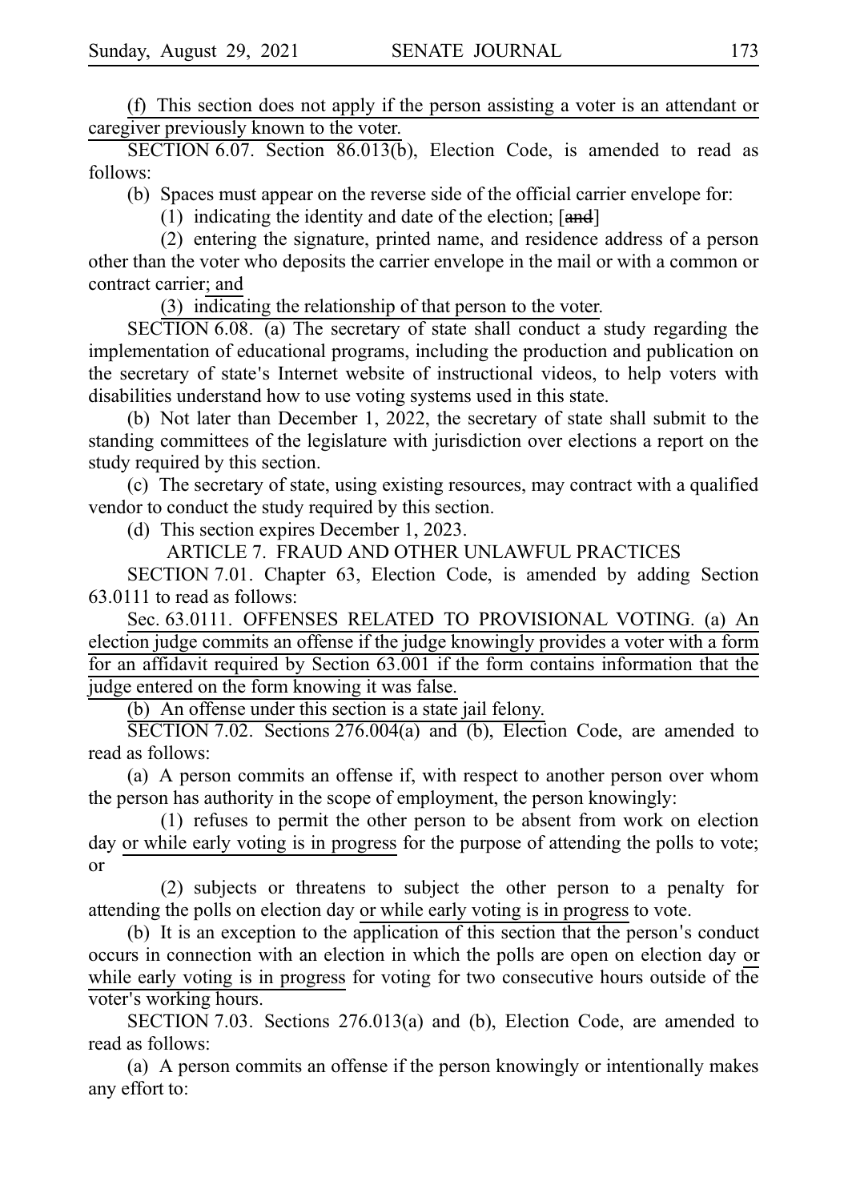(f) This section does not apply if the person assisting a voter is an attendant or caregiver previously known to the voter.

SECTION 6.07. Section 86.013(b), Election Code, is amended to read as follows:

(b) Spaces must appear on the reverse side of the official carrier envelope for:

(1) indicating the identity and date of the election; [~~and~~]

(2) entering the signature, printed name, and residence address of a person other than the voter who deposits the carrier envelope in the mail or with a common or contract carrier; and

(3) indicating the relationship of that person to the voter.

SECTION 6.08. (a) The secretary of state shall conduct a study regarding the implementation of educational programs, including the production and publication on the secretary of state's Internet website of instructional videos, to help voters with disabilities understand how to use voting systems used in this state.

(b) Not later than December 1, 2022, the secretary of state shall submit to the standing committees of the legislature with jurisdiction over elections a report on the study required by this section.

(c) The secretary of state, using existing resources, may contract with a qualified vendor to conduct the study required by this section.

(d) This section expires December 1, 2023.

ARTICLE 7. FRAUD AND OTHER UNLAWFUL PRACTICES

SECTION 7.01. Chapter 63, Election Code, is amended by adding Section 63.0111 to read as follows:

Sec. 63.0111. OFFENSES RELATED TO PROVISIONAL VOTING. (a) An election judge commits an offense if the judge knowingly provides a voter with a form for an affidavit required by Section 63.001 if the form contains information that the judge entered on the form knowing it was false.

(b) An offense under this section is a state jail felony.

SECTION 7.02. Sections 276.004(a) and (b), Election Code, are amended to read as follows:

(a) A person commits an offense if, with respect to another person over whom the person has authority in the scope of employment, the person knowingly:

(1) refuses to permit the other person to be absent from work on election day or while early voting is in progress for the purpose of attending the polls to vote; or

(2) subjects or threatens to subject the other person to a penalty for attending the polls on election day or while early voting is in progress to vote.

(b) It is an exception to the application of this section that the person's conduct occurs in connection with an election in which the polls are open on election day or while early voting is in progress for voting for two consecutive hours outside of the voter's working hours.

SECTION 7.03. Sections 276.013(a) and (b), Election Code, are amended to read as follows:

(a) A person commits an offense if the person knowingly or intentionally makes any effort to: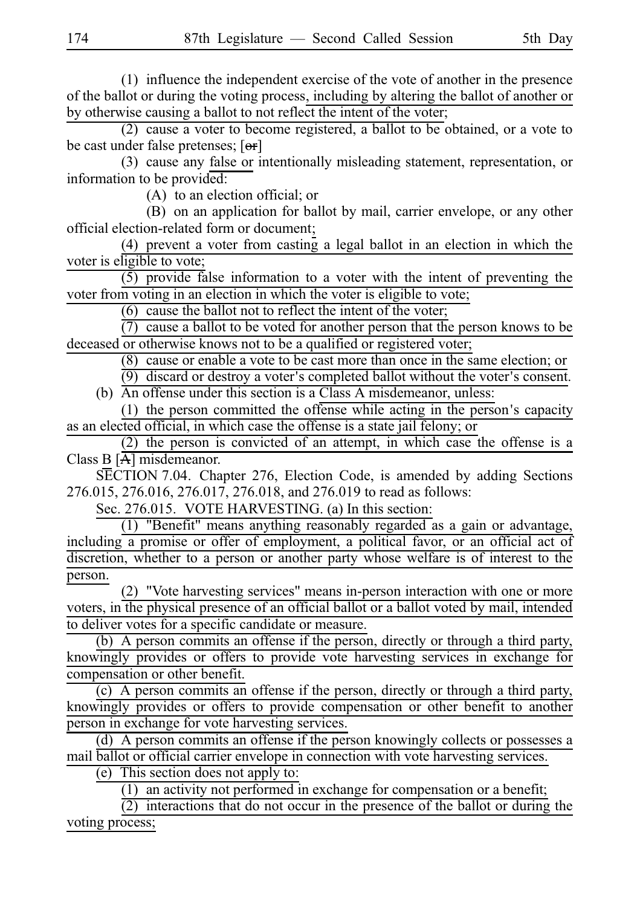(1) influence the independent exercise of the vote of another in the presence of the ballot or during the voting process, including by altering the ballot of another or by otherwise causing a ballot to not reflect the intent of the voter;

(2) cause a voter to become registered, a ballot to be obtained, or a vote to be cast under false pretenses; [or]

(3) cause any false or intentionally misleading statement, representation, or information to be provided:

(A) to an election official; or

(B) on an application for ballot by mail, carrier envelope, or any other official election-related form or document;

(4) prevent a voter from casting a legal ballot in an election in which the voter is eligible to vote;

(5) provide false information to a voter with the intent of preventing the voter from voting in an election in which the voter is eligible to vote;

(6) cause the ballot not to reflect the intent of the voter;

(7) cause a ballot to be voted for another person that the person knows to be deceased or otherwise knows not to be a qualified or registered voter;

(8) cause or enable a vote to be cast more than once in the same election; or

(9) discard or destroy a voter's completed ballot without the voter's consent.

(b) An offense under this section is a Class A misdemeanor, unless:

(1) the person committed the offense while acting in the person's capacity as an elected official, in which case the offense is a state jail felony; or

(2) the person is convicted of an attempt, in which case the offense is a Class B [A] misdemeanor.

SECTION 7.04. Chapter 276, Election Code, is amended by adding Sections 276.015, 276.016, 276.017, 276.018, and 276.019 to read as follows:

Sec. 276.015. VOTE HARVESTING. (a) In this section:

(1) "Benefit" means anything reasonably regarded as a gain or advantage, including a promise or offer of employment, a political favor, or an official act of discretion, whether to a person or another party whose welfare is of interest to the person.

(2) "Vote harvesting services" means in-person interaction with one or more voters, in the physical presence of an official ballot or a ballot voted by mail, intended to deliver votes for a specific candidate or measure.

(b) A person commits an offense if the person, directly or through a third party, knowingly provides or offers to provide vote harvesting services in exchange for compensation or other benefit.

(c) A person commits an offense if the person, directly or through a third party, knowingly provides or offers to provide compensation or other benefit to another person in exchange for vote harvesting services.

(d) A person commits an offense if the person knowingly collects or possesses a mail ballot or official carrier envelope in connection with vote harvesting services.

(e) This section does not apply to:

(1) an activity not performed in exchange for compensation or a benefit;

(2) interactions that do not occur in the presence of the ballot or during the voting process;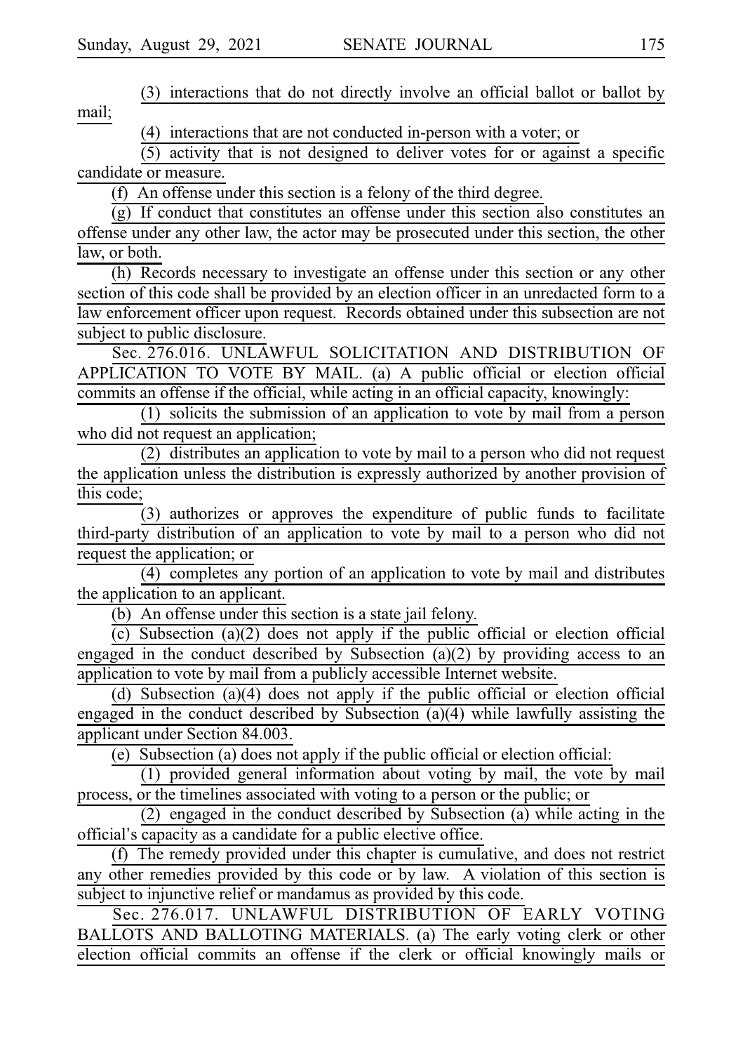(3) interactions that do not directly involve an official ballot or ballot by mail;

(4) interactions that are not conducted in-person with a voter; or

(5) activity that is not designed to deliver votes for or against a specific candidate or measure.

(f) An offense under this section is a felony of the third degree.

(g) If conduct that constitutes an offense under this section also constitutes an offense under any other law, the actor may be prosecuted under this section, the other law, or both.

(h) Records necessary to investigate an offense under this section or any other section of this code shall be provided by an election officer in an unredacted form to a law enforcement officer upon request. Records obtained under this subsection are not subject to public disclosure.

Sec. 276.016. UNLAWFUL SOLICITATION AND DISTRIBUTION OF APPLICATION TO VOTE BY MAIL. (a) A public official or election official commits an offense if the official, while acting in an official capacity, knowingly:

(1) solicits the submission of an application to vote by mail from a person who did not request an application;

(2) distributes an application to vote by mail to a person who did not request the application unless the distribution is expressly authorized by another provision of this code;

(3) authorizes or approves the expenditure of public funds to facilitate third-party distribution of an application to vote by mail to a person who did not request the application; or

(4) completes any portion of an application to vote by mail and distributes the application to an applicant.

(b) An offense under this section is a state jail felony.

(c) Subsection (a)(2) does not apply if the public official or election official engaged in the conduct described by Subsection (a)(2) by providing access to an application to vote by mail from a publicly accessible Internet website.

(d) Subsection (a)(4) does not apply if the public official or election official engaged in the conduct described by Subsection (a)(4) while lawfully assisting the applicant under Section 84.003.

(e) Subsection (a) does not apply if the public official or election official:

(1) provided general information about voting by mail, the vote by mail process, or the timelines associated with voting to a person or the public; or

(2) engaged in the conduct described by Subsection (a) while acting in the official's capacity as a candidate for a public elective office.

(f) The remedy provided under this chapter is cumulative, and does not restrict any other remedies provided by this code or by law. A violation of this section is subject to injunctive relief or mandamus as provided by this code.

Sec. 276.017. UNLAWFUL DISTRIBUTION OF EARLY VOTING BALLOTS AND BALLOTING MATERIALS. (a) The early voting clerk or other election official commits an offense if the clerk or official knowingly mails or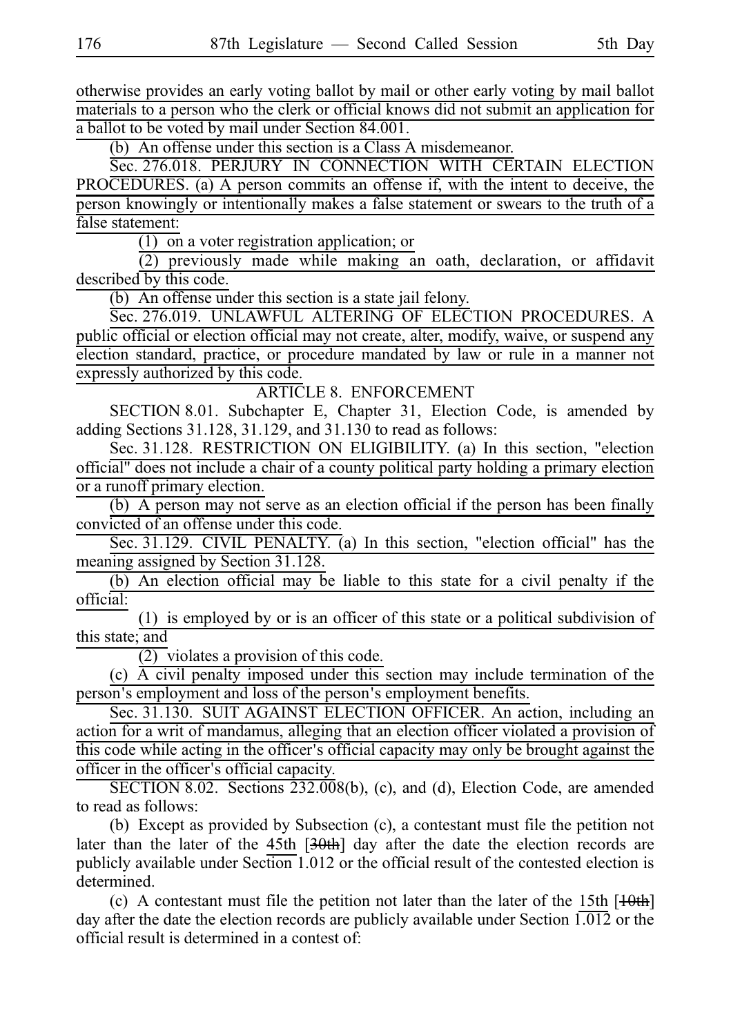otherwise provides an early voting ballot by mail or other early voting by mail ballot materials to a person who the clerk or official knows did not submit an application for a ballot to be voted by mail under Section 84.001.

(b) An offense under this section is a Class A misdemeanor.

Sec. 276.018. PERJURY IN CONNECTION WITH CERTAIN ELECTION PROCEDURES. (a) A person commits an offense if, with the intent to deceive, the person knowingly or intentionally makes a false statement or swears to the truth of a false statement:

(1) on a voter registration application; or

(2) previously made while making an oath, declaration, or affidavit described by this code.

(b) An offense under this section is a state jail felony.

Sec. 276.019. UNLAWFUL ALTERING OF ELECTION PROCEDURES. A public official or election official may not create, alter, modify, waive, or suspend any election standard, practice, or procedure mandated by law or rule in a manner not expressly authorized by this code.

ARTICLE 8. ENFORCEMENT

SECTION 8.01. Subchapter E, Chapter 31, Election Code, is amended by adding Sections 31.128, 31.129, and 31.130 to read as follows:

Sec. 31.128. RESTRICTION ON ELIGIBILITY. (a) In this section, "election official" does not include a chair of a county political party holding a primary election or a runoff primary election.

(b) A person may not serve as an election official if the person has been finally convicted of an offense under this code.

Sec. 31.129. CIVIL PENALTY. (a) In this section, "election official" has the meaning assigned by Section 31.128.

(b) An election official may be liable to this state for a civil penalty if the official:

(1) is employed by or is an officer of this state or a political subdivision of this state; and

(2) violates a provision of this code.

(c) A civil penalty imposed under this section may include termination of the person's employment and loss of the person's employment benefits.

Sec. 31.130. SUIT AGAINST ELECTION OFFICER. An action, including an action for a writ of mandamus, alleging that an election officer violated a provision of this code while acting in the officer's official capacity may only be brought against the officer in the officer's official capacity.

SECTION 8.02. Sections 232.008(b), (c), and (d), Election Code, are amended to read as follows:

(b) Except as provided by Subsection (c), a contestant must file the petition not later than the later of the 45th [~~30th~~] day after the date the election records are publicly available under Section 1.012 or the official result of the contested election is determined.

(c) A contestant must file the petition not later than the later of the 15th [~~10th~~] day after the date the election records are publicly available under Section 1.012 or the official result is determined in a contest of: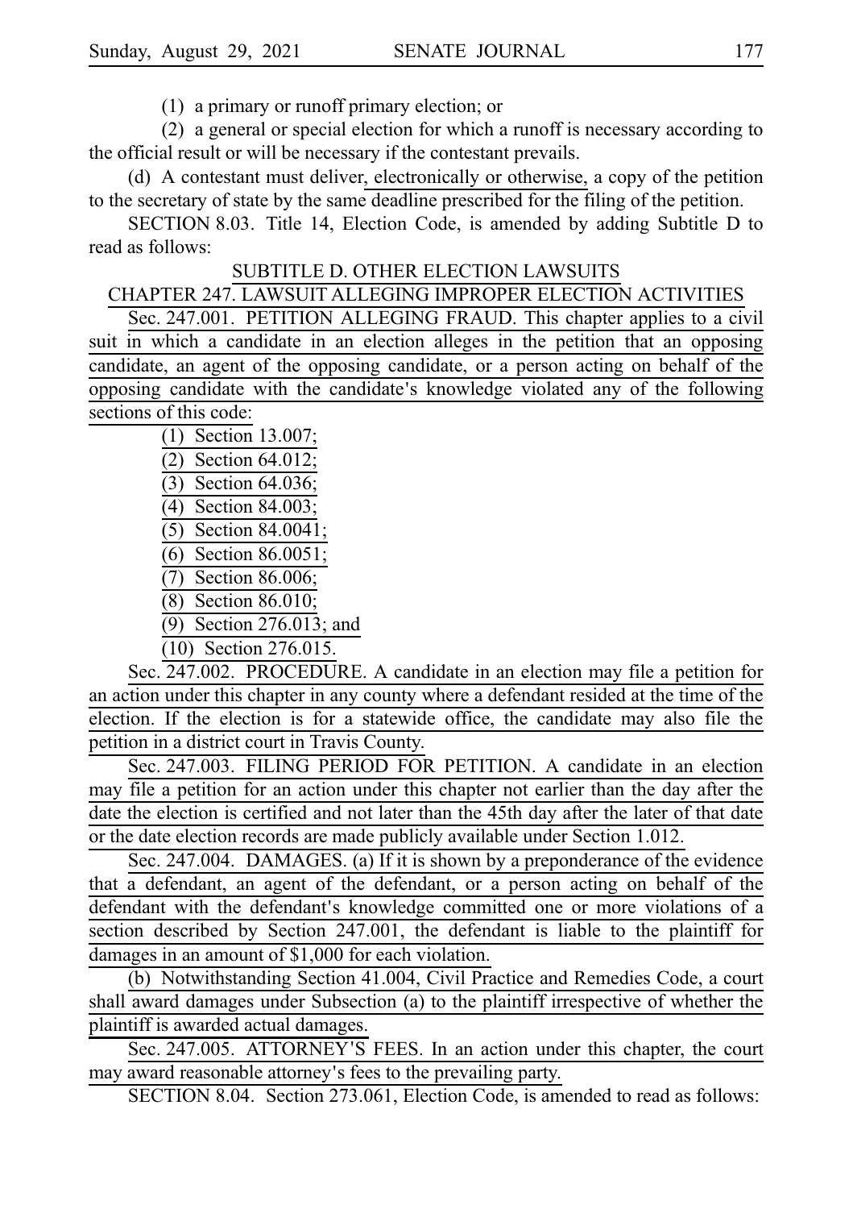(1) a primary or runoff primary election; or

(2) a general or special election for which a runoff is necessary according to the official result or will be necessary if the contestant prevails.

(d) A contestant must deliver, electronically or otherwise, a copy of the petition to the secretary of state by the same deadline prescribed for the filing of the petition.

SECTION 8.03. Title 14, Election Code, is amended by adding Subtitle D to read as follows:

SUBTITLE D. OTHER ELECTION LAWSUITS

CHAPTER 247. LAWSUIT ALLEGING IMPROPER ELECTION ACTIVITIES

Sec. 247.001. PETITION ALLEGING FRAUD. This chapter applies to a civil suit in which a candidate in an election alleges in the petition that an opposing candidate, an agent of the opposing candidate, or a person acting on behalf of the opposing candidate with the candidate's knowledge violated any of the following sections of this code:

(1) Section 13.007;

(2) Section 64.012;

(3) Section 64.036;

(4) Section 84.003;

(5) Section 84.0041;

(6) Section 86.0051;

(7) Section 86.006;

(8) Section 86.010;

(9) Section 276.013; and

(10) Section 276.015.

Sec. 247.002. PROCEDURE. A candidate in an election may file a petition for an action under this chapter in any county where a defendant resided at the time of the election. If the election is for a statewide office, the candidate may also file the petition in a district court in Travis County.

Sec. 247.003. FILING PERIOD FOR PETITION. A candidate in an election may file a petition for an action under this chapter not earlier than the day after the date the election is certified and not later than the 45th day after the later of that date or the date election records are made publicly available under Section 1.012.

Sec. 247.004. DAMAGES. (a) If it is shown by a preponderance of the evidence that a defendant, an agent of the defendant, or a person acting on behalf of the defendant with the defendant's knowledge committed one or more violations of a section described by Section 247.001, the defendant is liable to the plaintiff for damages in an amount of $1,000 for each violation.

(b) Notwithstanding Section 41.004, Civil Practice and Remedies Code, a court shall award damages under Subsection (a) to the plaintiff irrespective of whether the plaintiff is awarded actual damages.

Sec. 247.005. ATTORNEY'S FEES. In an action under this chapter, the court may award reasonable attorney's fees to the prevailing party.

SECTION 8.04. Section 273.061, Election Code, is amended to read as follows: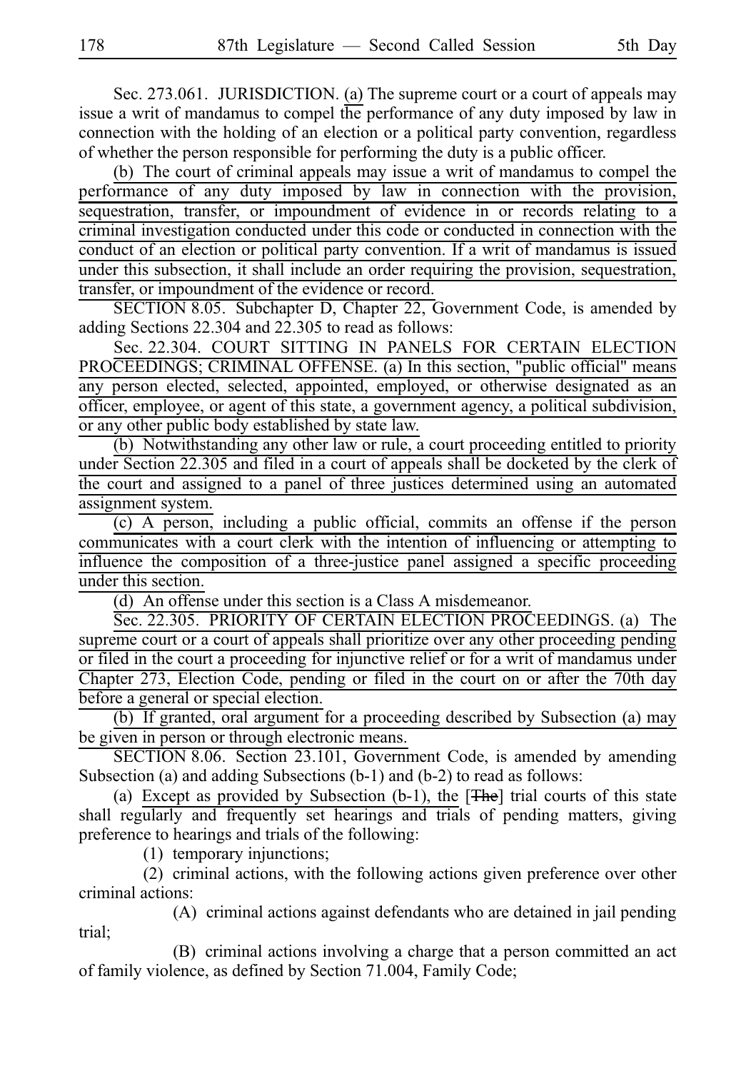Sec. 273.061. JURISDICTION. (a) The supreme court or a court of appeals may issue a writ of mandamus to compel the performance of any duty imposed by law in connection with the holding of an election or a political party convention, regardless of whether the person responsible for performing the duty is a public officer.

(b) The court of criminal appeals may issue a writ of mandamus to compel the performance of any duty imposed by law in connection with the provision, sequestration, transfer, or impoundment of evidence in or records relating to a criminal investigation conducted under this code or conducted in connection with the conduct of an election or political party convention. If a writ of mandamus is issued under this subsection, it shall include an order requiring the provision, sequestration, transfer, or impoundment of the evidence or record.

SECTION 8.05. Subchapter D, Chapter 22, Government Code, is amended by adding Sections 22.304 and 22.305 to read as follows:

Sec. 22.304. COURT SITTING IN PANELS FOR CERTAIN ELECTION PROCEEDINGS; CRIMINAL OFFENSE. (a) In this section, "public official" means any person elected, selected, appointed, employed, or otherwise designated as an officer, employee, or agent of this state, a government agency, a political subdivision, or any other public body established by state law.

(b) Notwithstanding any other law or rule, a court proceeding entitled to priority under Section 22.305 and filed in a court of appeals shall be docketed by the clerk of the court and assigned to a panel of three justices determined using an automated assignment system.

(c) A person, including a public official, commits an offense if the person communicates with a court clerk with the intention of influencing or attempting to influence the composition of a three-justice panel assigned a specific proceeding under this section.

(d) An offense under this section is a Class A misdemeanor.

Sec. 22.305. PRIORITY OF CERTAIN ELECTION PROCEEDINGS. (a) The supreme court or a court of appeals shall prioritize over any other proceeding pending or filed in the court a proceeding for injunctive relief or for a writ of mandamus under Chapter 273, Election Code, pending or filed in the court on or after the 70th day before a general or special election.

(b) If granted, oral argument for a proceeding described by Subsection (a) may be given in person or through electronic means.

SECTION 8.06. Section 23.101, Government Code, is amended by amending Subsection (a) and adding Subsections (b-1) and (b-2) to read as follows:

(a) Except as provided by Subsection (b-1), the [~~The~~] trial courts of this state shall regularly and frequently set hearings and trials of pending matters, giving preference to hearings and trials of the following:

(1) temporary injunctions;

(2) criminal actions, with the following actions given preference over other criminal actions:

(A) criminal actions against defendants who are detained in jail pending trial;

(B) criminal actions involving a charge that a person committed an act of family violence, as defined by Section 71.004, Family Code;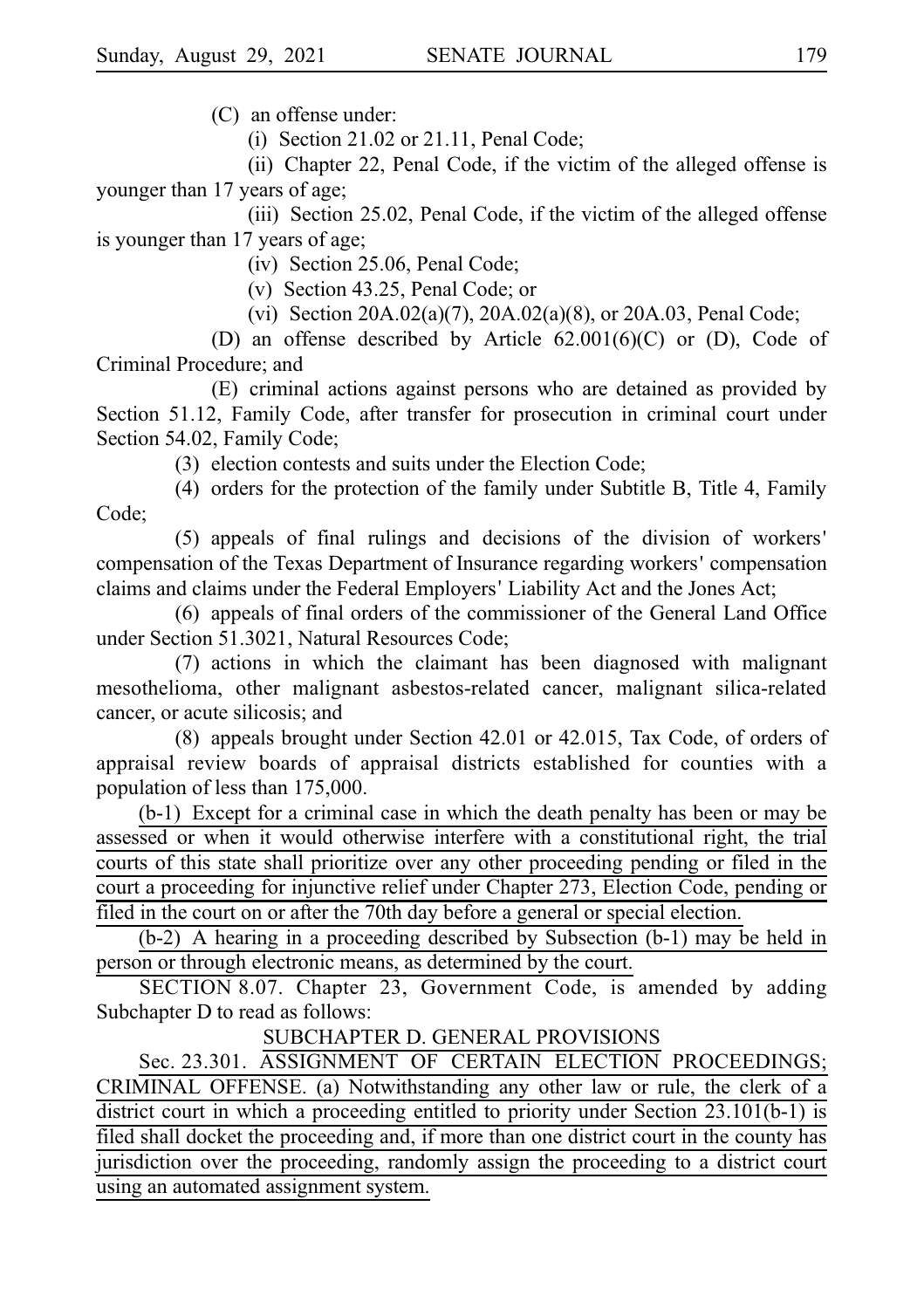(C) an offense under:

(i) Section 21.02 or 21.11, Penal Code;

(ii) Chapter 22, Penal Code, if the victim of the alleged offense is younger than 17 years of age;

(iii) Section 25.02, Penal Code, if the victim of the alleged offense is younger than 17 years of age;

(iv) Section 25.06, Penal Code;

(v) Section 43.25, Penal Code; or

(vi) Section 20A.02(a)(7), 20A.02(a)(8), or 20A.03, Penal Code;

(D) an offense described by Article 62.001(6)(C) or (D), Code of Criminal Procedure; and

(E) criminal actions against persons who are detained as provided by Section 51.12, Family Code, after transfer for prosecution in criminal court under Section 54.02, Family Code;

(3) election contests and suits under the Election Code;

(4) orders for the protection of the family under Subtitle B, Title 4, Family Code;

(5) appeals of final rulings and decisions of the division of workers' compensation of the Texas Department of Insurance regarding workers' compensation claims and claims under the Federal Employers' Liability Act and the Jones Act;

(6) appeals of final orders of the commissioner of the General Land Office under Section 51.3021, Natural Resources Code;

(7) actions in which the claimant has been diagnosed with malignant mesothelioma, other malignant asbestos-related cancer, malignant silica-related cancer, or acute silicosis; and

(8) appeals brought under Section 42.01 or 42.015, Tax Code, of orders of appraisal review boards of appraisal districts established for counties with a population of less than 175,000.

(b-1) Except for a criminal case in which the death penalty has been or may be assessed or when it would otherwise interfere with a constitutional right, the trial courts of this state shall prioritize over any other proceeding pending or filed in the court a proceeding for injunctive relief under Chapter 273, Election Code, pending or filed in the court on or after the 70th day before a general or special election.

(b-2) A hearing in a proceeding described by Subsection (b-1) may be held in person or through electronic means, as determined by the court.

SECTION 8.07. Chapter 23, Government Code, is amended by adding Subchapter D to read as follows:

SUBCHAPTER D. GENERAL PROVISIONS

Sec. 23.301. ASSIGNMENT OF CERTAIN ELECTION PROCEEDINGS; CRIMINAL OFFENSE. (a) Notwithstanding any other law or rule, the clerk of a district court in which a proceeding entitled to priority under Section 23.101(b-1) is filed shall docket the proceeding and, if more than one district court in the county has jurisdiction over the proceeding, randomly assign the proceeding to a district court using an automated assignment system.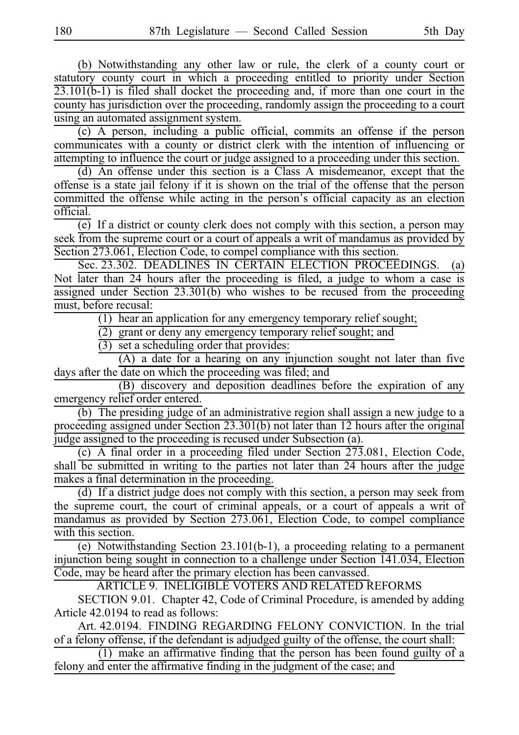(b) Notwithstanding any other law or rule, the clerk of a county court or statutory county court in which a proceeding entitled to priority under Section 23.101(b-1) is filed shall docket the proceeding and, if more than one court in the county has jurisdiction over the proceeding, randomly assign the proceeding to a court using an automated assignment system.

(c) A person, including a public official, commits an offense if the person communicates with a county or district clerk with the intention of influencing or attempting to influence the court or judge assigned to a proceeding under this section.

(d) An offense under this section is a Class A misdemeanor, except that the offense is a state jail felony if it is shown on the trial of the offense that the person committed the offense while acting in the person's official capacity as an election official.

(e) If a district or county clerk does not comply with this section, a person may seek from the supreme court or a court of appeals a writ of mandamus as provided by Section 273.061, Election Code, to compel compliance with this section.

Sec. 23.302. DEADLINES IN CERTAIN ELECTION PROCEEDINGS. (a) Not later than 24 hours after the proceeding is filed, a judge to whom a case is assigned under Section 23.301(b) who wishes to be recused from the proceeding must, before recusal:

(1) hear an application for any emergency temporary relief sought;

(2) grant or deny any emergency temporary relief sought; and

(3) set a scheduling order that provides:

(A) a date for a hearing on any injunction sought not later than five days after the date on which the proceeding was filed; and

(B) discovery and deposition deadlines before the expiration of any emergency relief order entered.

(b) The presiding judge of an administrative region shall assign a new judge to a proceeding assigned under Section 23.301(b) not later than 12 hours after the original judge assigned to the proceeding is recused under Subsection (a).

(c) A final order in a proceeding filed under Section 273.081, Election Code, shall be submitted in writing to the parties not later than 24 hours after the judge makes a final determination in the proceeding.

(d) If a district judge does not comply with this section, a person may seek from the supreme court, the court of criminal appeals, or a court of appeals a writ of mandamus as provided by Section 273.061, Election Code, to compel compliance with this section.

(e) Notwithstanding Section 23.101(b-1), a proceeding relating to a permanent injunction being sought in connection to a challenge under Section 141.034, Election Code, may be heard after the primary election has been canvassed.

ARTICLE 9. INELIGIBLE VOTERS AND RELATED REFORMS

SECTION 9.01. Chapter 42, Code of Criminal Procedure, is amended by adding Article 42.0194 to read as follows:

Art. 42.0194. FINDING REGARDING FELONY CONVICTION. In the trial of a felony offense, if the defendant is adjudged guilty of the offense, the court shall:

(1) make an affirmative finding that the person has been found guilty of a felony and enter the affirmative finding in the judgment of the case; and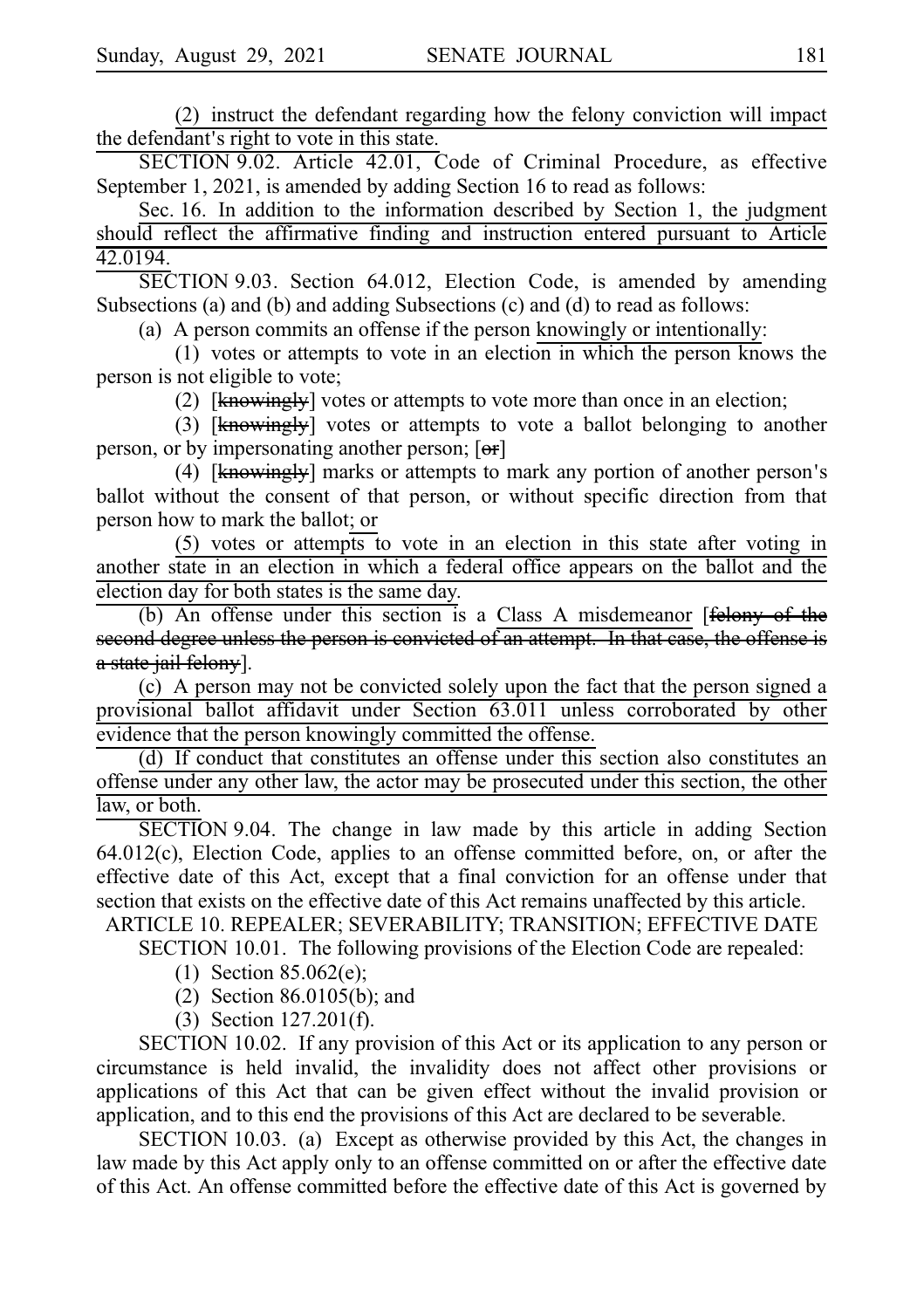(2) instruct the defendant regarding how the felony conviction will impact the defendant's right to vote in this state.

SECTION 9.02. Article 42.01, Code of Criminal Procedure, as effective September 1, 2021, is amended by adding Section 16 to read as follows:

Sec. 16. In addition to the information described by Section 1, the judgment should reflect the affirmative finding and instruction entered pursuant to Article 42.0194.

SECTION 9.03. Section 64.012, Election Code, is amended by amending Subsections (a) and (b) and adding Subsections (c) and (d) to read as follows:

(a) A person commits an offense if the person knowingly or intentionally:

(1) votes or attempts to vote in an election in which the person knows the person is not eligible to vote;

(2) [~~knowingly~~] votes or attempts to vote more than once in an election;

(3) [~~knowingly~~] votes or attempts to vote a ballot belonging to another person, or by impersonating another person; [~~or~~]

(4) [~~knowingly~~] marks or attempts to mark any portion of another person's ballot without the consent of that person, or without specific direction from that person how to mark the ballot; or

(5) votes or attempts to vote in an election in this state after voting in another state in an election in which a federal office appears on the ballot and the election day for both states is the same day.

(b) An offense under this section is a Class A misdemeanor [~~felony of the second degree unless the person is convicted of an attempt. In that case, the offense is a state jail felony~~].

(c) A person may not be convicted solely upon the fact that the person signed a provisional ballot affidavit under Section 63.011 unless corroborated by other evidence that the person knowingly committed the offense.

(d) If conduct that constitutes an offense under this section also constitutes an offense under any other law, the actor may be prosecuted under this section, the other law, or both.

SECTION 9.04. The change in law made by this article in adding Section 64.012(c), Election Code, applies to an offense committed before, on, or after the effective date of this Act, except that a final conviction for an offense under that section that exists on the effective date of this Act remains unaffected by this article.

ARTICLE 10. REPEALER; SEVERABILITY; TRANSITION; EFFECTIVE DATE

SECTION 10.01. The following provisions of the Election Code are repealed:

(1) Section 85.062(e);

(2) Section 86.0105(b); and

(3) Section 127.201(f).

SECTION 10.02. If any provision of this Act or its application to any person or circumstance is held invalid, the invalidity does not affect other provisions or applications of this Act that can be given effect without the invalid provision or application, and to this end the provisions of this Act are declared to be severable.

SECTION 10.03. (a) Except as otherwise provided by this Act, the changes in law made by this Act apply only to an offense committed on or after the effective date of this Act. An offense committed before the effective date of this Act is governed by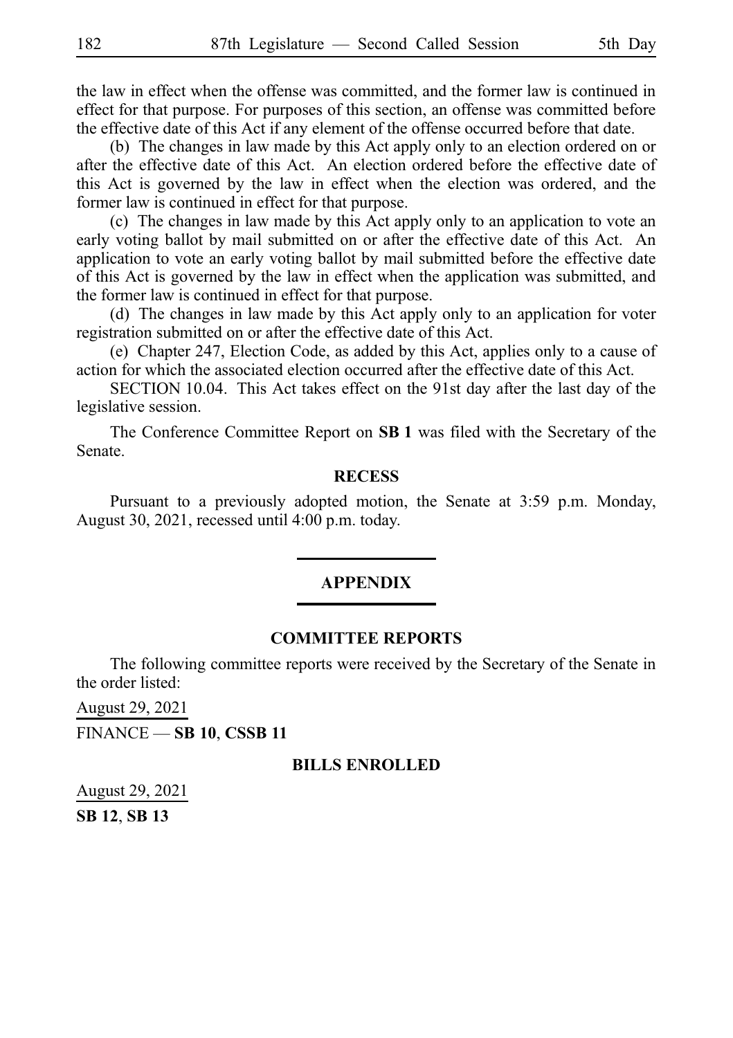the law in effect when the offense was committed, and the former law is continued in effect for that purpose. For purposes of this section, an offense was committed before the effective date of this Act if any element of the offense occurred before that date.

(b) The changes in law made by this Act apply only to an election ordered on or after the effective date of this Act. An election ordered before the effective date of this Act is governed by the law in effect when the election was ordered, and the former law is continued in effect for that purpose.

(c) The changes in law made by this Act apply only to an application to vote an early voting ballot by mail submitted on or after the effective date of this Act. An application to vote an early voting ballot by mail submitted before the effective date of this Act is governed by the law in effect when the application was submitted, and the former law is continued in effect for that purpose.

(d) The changes in law made by this Act apply only to an application for voter registration submitted on or after the effective date of this Act.

(e) Chapter 247, Election Code, as added by this Act, applies only to a cause of action for which the associated election occurred after the effective date of this Act.

SECTION 10.04. This Act takes effect on the 91st day after the last day of the legislative session.

The Conference Committee Report on **SB 1** was filed with the Secretary of the Senate.

## RECESS

Pursuant to a previously adopted motion, the Senate at 3:59 p.m. Monday, August 30, 2021, recessed until 4:00 p.m. today.

# APPENDIX

## COMMITTEE REPORTS

The following committee reports were received by the Secretary of the Senate in the order listed:

August 29, 2021

FINANCE — **SB 10**, **CSSB 11**

## BILLS ENROLLED

August 29, 2021

**SB 12**, **SB 13**